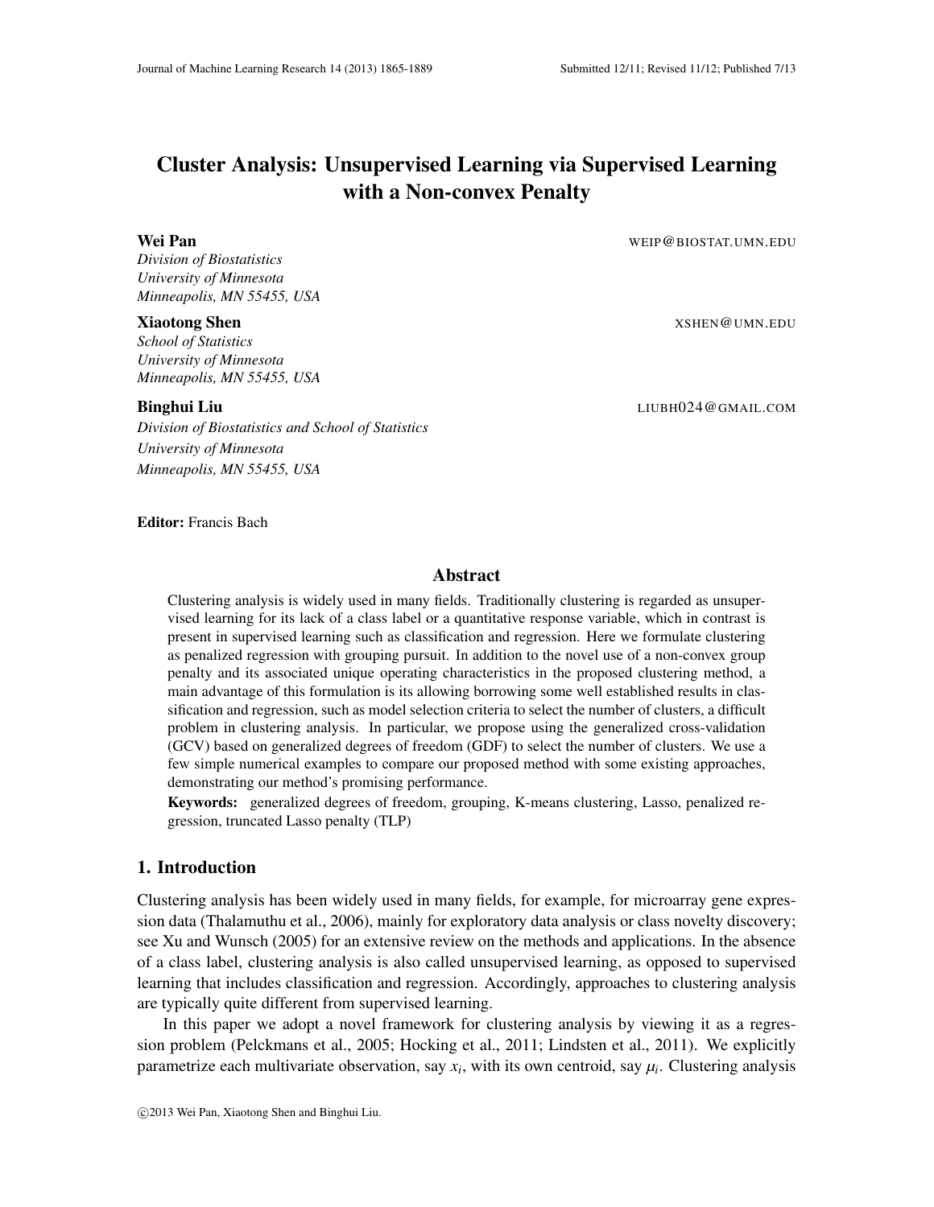# Cluster Analysis: Unsupervised Learning via Supervised Learning with a Non-convex Penalty

**Wei Pan** WEIP@BIOSTAT.UMN.EDU
*Division of Biostatistics*
*University of Minnesota*
*Minneapolis, MN 55455, USA*

**Xiaotong Shen** XSHEN@UMN.EDU
*School of Statistics*
*University of Minnesota*
*Minneapolis, MN 55455, USA*

**Binghui Liu** LIUBH024@GMAIL.COM
*Division of Biostatistics and School of Statistics*
*University of Minnesota*
*Minneapolis, MN 55455, USA*

**Editor:** Francis Bach

## Abstract

Clustering analysis is widely used in many fields. Traditionally clustering is regarded as unsupervised learning for its lack of a class label or a quantitative response variable, which in contrast is present in supervised learning such as classification and regression. Here we formulate clustering as penalized regression with grouping pursuit. In addition to the novel use of a non-convex group penalty and its associated unique operating characteristics in the proposed clustering method, a main advantage of this formulation is its allowing borrowing some well established results in classification and regression, such as model selection criteria to select the number of clusters, a difficult problem in clustering analysis. In particular, we propose using the generalized cross-validation (GCV) based on generalized degrees of freedom (GDF) to select the number of clusters. We use a few simple numerical examples to compare our proposed method with some existing approaches, demonstrating our method's promising performance.

**Keywords:** generalized degrees of freedom, grouping, K-means clustering, Lasso, penalized regression, truncated Lasso penalty (TLP)

## 1. Introduction

Clustering analysis has been widely used in many fields, for example, for microarray gene expression data (Thalamuthu et al., 2006), mainly for exploratory data analysis or class novelty discovery; see Xu and Wunsch (2005) for an extensive review on the methods and applications. In the absence of a class label, clustering analysis is also called unsupervised learning, as opposed to supervised learning that includes classification and regression. Accordingly, approaches to clustering analysis are typically quite different from supervised learning.

In this paper we adopt a novel framework for clustering analysis by viewing it as a regression problem (Pelckmans et al., 2005; Hocking et al., 2011; Lindsten et al., 2011). We explicitly parametrize each multivariate observation, say $x_i$, with its own centroid, say $\mu_i$. Clustering analysis

©2013 Wei Pan, Xiaotong Shen and Binghui Liu.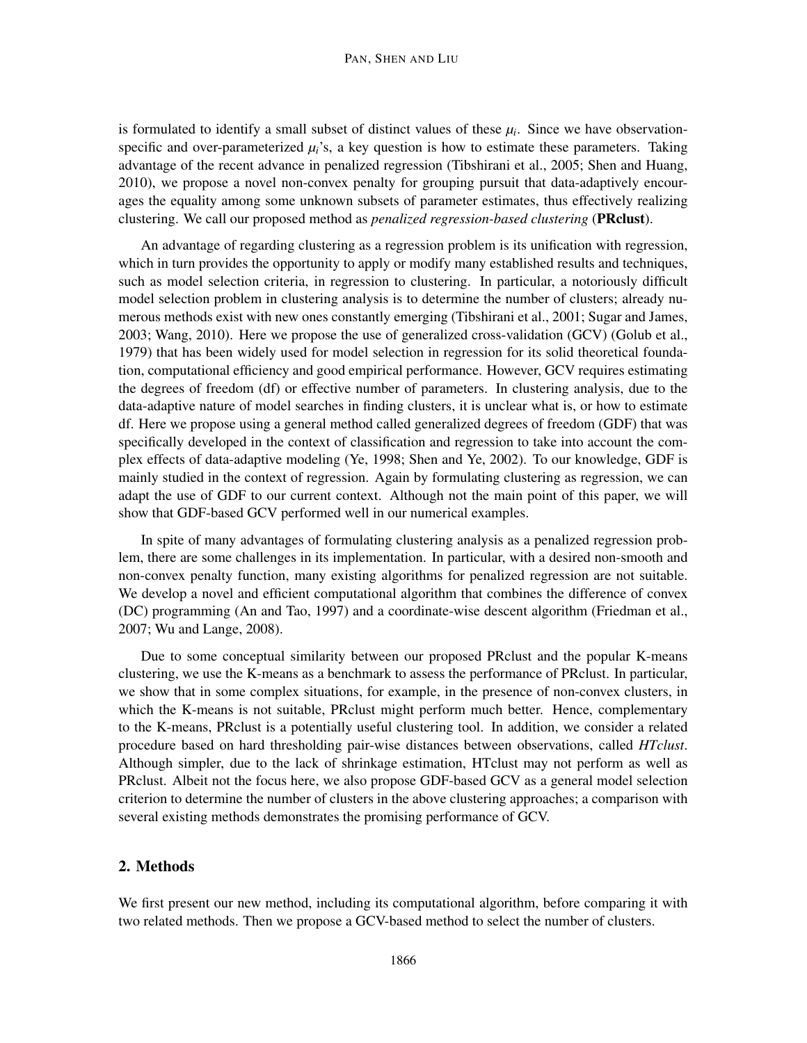is formulated to identify a small subset of distinct values of these $\mu_i$. Since we have observation-specific and over-parameterized $\mu_i$'s, a key question is how to estimate these parameters. Taking advantage of the recent advance in penalized regression (Tibshirani et al., 2005; Shen and Huang, 2010), we propose a novel non-convex penalty for grouping pursuit that data-adaptively encourages the equality among some unknown subsets of parameter estimates, thus effectively realizing clustering. We call our proposed method as *penalized regression-based clustering* (**PRclust**).

An advantage of regarding clustering as a regression problem is its unification with regression, which in turn provides the opportunity to apply or modify many established results and techniques, such as model selection criteria, in regression to clustering. In particular, a notoriously difficult model selection problem in clustering analysis is to determine the number of clusters; already numerous methods exist with new ones constantly emerging (Tibshirani et al., 2001; Sugar and James, 2003; Wang, 2010). Here we propose the use of generalized cross-validation (GCV) (Golub et al., 1979) that has been widely used for model selection in regression for its solid theoretical foundation, computational efficiency and good empirical performance. However, GCV requires estimating the degrees of freedom (df) or effective number of parameters. In clustering analysis, due to the data-adaptive nature of model searches in finding clusters, it is unclear what is, or how to estimate df. Here we propose using a general method called generalized degrees of freedom (GDF) that was specifically developed in the context of classification and regression to take into account the complex effects of data-adaptive modeling (Ye, 1998; Shen and Ye, 2002). To our knowledge, GDF is mainly studied in the context of regression. Again by formulating clustering as regression, we can adapt the use of GDF to our current context. Although not the main point of this paper, we will show that GDF-based GCV performed well in our numerical examples.

In spite of many advantages of formulating clustering analysis as a penalized regression problem, there are some challenges in its implementation. In particular, with a desired non-smooth and non-convex penalty function, many existing algorithms for penalized regression are not suitable. We develop a novel and efficient computational algorithm that combines the difference of convex (DC) programming (An and Tao, 1997) and a coordinate-wise descent algorithm (Friedman et al., 2007; Wu and Lange, 2008).

Due to some conceptual similarity between our proposed PRclust and the popular K-means clustering, we use the K-means as a benchmark to assess the performance of PRclust. In particular, we show that in some complex situations, for example, in the presence of non-convex clusters, in which the K-means is not suitable, PRclust might perform much better. Hence, complementary to the K-means, PRclust is a potentially useful clustering tool. In addition, we consider a related procedure based on hard thresholding pair-wise distances between observations, called *HTclust*. Although simpler, due to the lack of shrinkage estimation, HTclust may not perform as well as PRclust. Albeit not the focus here, we also propose GDF-based GCV as a general model selection criterion to determine the number of clusters in the above clustering approaches; a comparison with several existing methods demonstrates the promising performance of GCV.

## 2. Methods

We first present our new method, including its computational algorithm, before comparing it with two related methods. Then we propose a GCV-based method to select the number of clusters.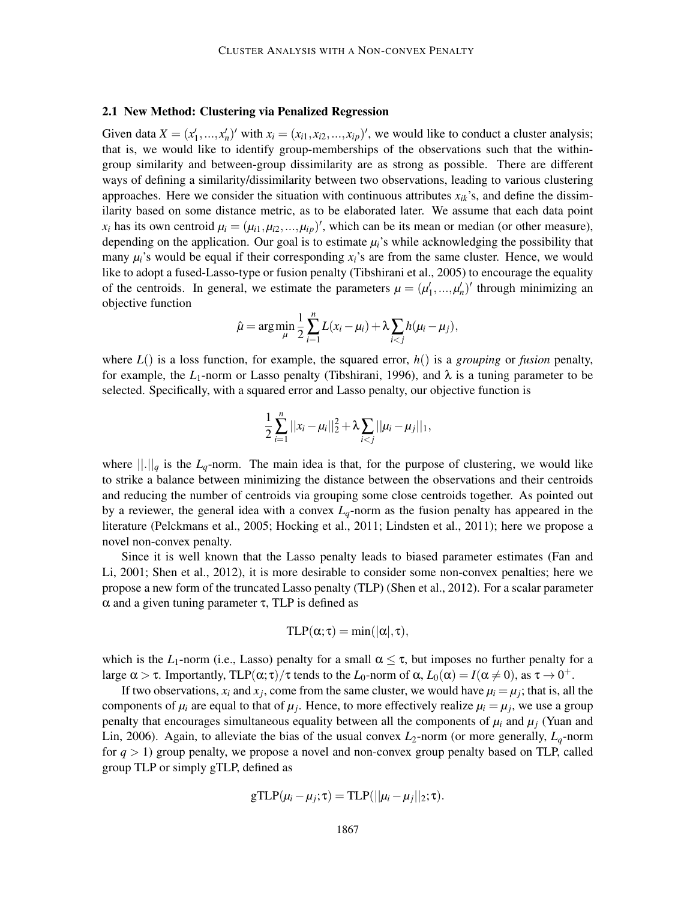### 2.1 New Method: Clustering via Penalized Regression

Given data $X = (x_1', ..., x_n')'$ with $x_i = (x_{i1}, x_{i2}, ..., x_{ip})'$, we would like to conduct a cluster analysis; that is, we would like to identify group-memberships of the observations such that the within-group similarity and between-group dissimilarity are as strong as possible. There are different ways of defining a similarity/dissimilarity between two observations, leading to various clustering approaches. Here we consider the situation with continuous attributes $x_{ik}$'s, and define the dissimilarity based on some distance metric, as to be elaborated later. We assume that each data point $x_i$ has its own centroid $\mu_i = (\mu_{i1}, \mu_{i2}, ..., \mu_{ip})'$, which can be its mean or median (or other measure), depending on the application. Our goal is to estimate $\mu_i$'s while acknowledging the possibility that many $\mu_i$'s would be equal if their corresponding $x_i$'s are from the same cluster. Hence, we would like to adopt a fused-Lasso-type or fusion penalty (Tibshirani et al., 2005) to encourage the equality of the centroids. In general, we estimate the parameters $\mu = (\mu_1', ..., \mu_n')'$ through minimizing an objective function

$$\hat{\mu} = \arg\min_{\mu} \frac{1}{2} \sum_{i=1}^{n} L(x_i - \mu_i) + \lambda \sum_{i<j} h(\mu_i - \mu_j),$$

where $L()$ is a loss function, for example, the squared error, $h()$ is a *grouping* or *fusion* penalty, for example, the $L_1$-norm or Lasso penalty (Tibshirani, 1996), and $\lambda$ is a tuning parameter to be selected. Specifically, with a squared error and Lasso penalty, our objective function is

$$\frac{1}{2} \sum_{i=1}^{n} ||x_i - \mu_i||_2^2 + \lambda \sum_{i<j} ||\mu_i - \mu_j||_1,$$

where $||.||_q$ is the $L_q$-norm. The main idea is that, for the purpose of clustering, we would like to strike a balance between minimizing the distance between the observations and their centroids and reducing the number of centroids via grouping some close centroids together. As pointed out by a reviewer, the general idea with a convex $L_q$-norm as the fusion penalty has appeared in the literature (Pelckmans et al., 2005; Hocking et al., 2011; Lindsten et al., 2011); here we propose a novel non-convex penalty.

Since it is well known that the Lasso penalty leads to biased parameter estimates (Fan and Li, 2001; Shen et al., 2012), it is more desirable to consider some non-convex penalties; here we propose a new form of the truncated Lasso penalty (TLP) (Shen et al., 2012). For a scalar parameter $\alpha$ and a given tuning parameter $\tau$, TLP is defined as

$$\text{TLP}(\alpha; \tau) = \min(|\alpha|, \tau),$$

which is the $L_1$-norm (i.e., Lasso) penalty for a small $\alpha \leq \tau$, but imposes no further penalty for a large $\alpha > \tau$. Importantly, $\text{TLP}(\alpha; \tau)/\tau$ tends to the $L_0$-norm of $\alpha$, $L_0(\alpha) = I(\alpha \neq 0)$, as $\tau \to 0^+$.

If two observations, $x_i$ and $x_j$, come from the same cluster, we would have $\mu_i = \mu_j$; that is, all the components of $\mu_i$ are equal to that of $\mu_j$. Hence, to more effectively realize $\mu_i = \mu_j$, we use a group penalty that encourages simultaneous equality between all the components of $\mu_i$ and $\mu_j$ (Yuan and Lin, 2006). Again, to alleviate the bias of the usual convex $L_2$-norm (or more generally, $L_q$-norm for $q > 1$) group penalty, we propose a novel and non-convex group penalty based on TLP, called group TLP or simply gTLP, defined as

$$\text{gTLP}(\mu_i - \mu_j; \tau) = \text{TLP}(||\mu_i - \mu_j||_2; \tau).$$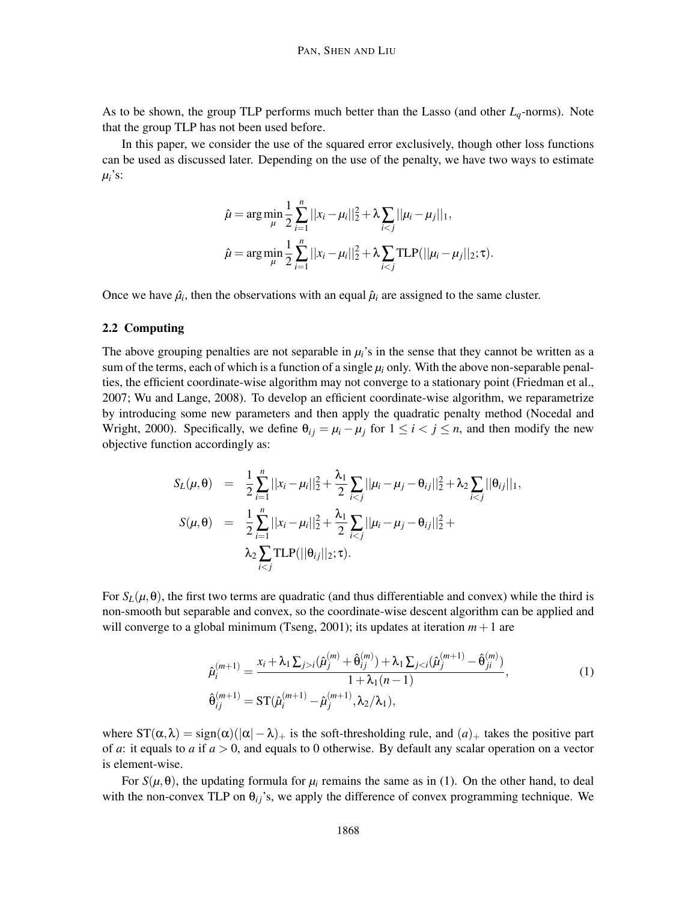As to be shown, the group TLP performs much better than the Lasso (and other $L_q$-norms). Note that the group TLP has not been used before.

In this paper, we consider the use of the squared error exclusively, though other loss functions can be used as discussed later. Depending on the use of the penalty, we have two ways to estimate $\mu_i$'s:

$$\hat{\mu} = \arg\min_{\mu} \frac{1}{2}\sum_{i=1}^{n} ||x_i - \mu_i||_2^2 + \lambda \sum_{i<j} ||\mu_i - \mu_j||_1,$$

$$\hat{\mu} = \arg\min_{\mu} \frac{1}{2}\sum_{i=1}^{n} ||x_i - \mu_i||_2^2 + \lambda \sum_{i<j} \text{TLP}(||\mu_i - \mu_j||_2; \tau).$$

Once we have $\hat{\mu}_i$, then the observations with an equal $\hat{\mu}_i$ are assigned to the same cluster.

### 2.2 Computing

The above grouping penalties are not separable in $\mu_i$'s in the sense that they cannot be written as a sum of the terms, each of which is a function of a single $\mu_i$ only. With the above non-separable penalties, the efficient coordinate-wise algorithm may not converge to a stationary point (Friedman et al., 2007; Wu and Lange, 2008). To develop an efficient coordinate-wise algorithm, we reparametrize by introducing some new parameters and then apply the quadratic penalty method (Nocedal and Wright, 2000). Specifically, we define $\theta_{ij} = \mu_i - \mu_j$ for $1 \le i < j \le n$, and then modify the new objective function accordingly as:

$$\begin{aligned}
S_L(\mu, \theta) &= \frac{1}{2}\sum_{i=1}^{n} ||x_i - \mu_i||_2^2 + \frac{\lambda_1}{2}\sum_{i<j} ||\mu_i - \mu_j - \theta_{ij}||_2^2 + \lambda_2 \sum_{i<j} ||\theta_{ij}||_1, \\
S(\mu, \theta) &= \frac{1}{2}\sum_{i=1}^{n} ||x_i - \mu_i||_2^2 + \frac{\lambda_1}{2}\sum_{i<j} ||\mu_i - \mu_j - \theta_{ij}||_2^2 + \\
&\quad \lambda_2 \sum_{i<j} \text{TLP}(||\theta_{ij}||_2; \tau).
\end{aligned}$$

For $S_L(\mu, \theta)$, the first two terms are quadratic (and thus differentiable and convex) while the third is non-smooth but separable and convex, so the coordinate-wise descent algorithm can be applied and will converge to a global minimum (Tseng, 2001); its updates at iteration $m+1$ are

$$\begin{aligned}
\hat{\mu}_i^{(m+1)} &= \frac{x_i + \lambda_1 \sum_{j>i}(\hat{\mu}_j^{(m)} + \hat{\theta}_{ij}^{(m)}) + \lambda_1 \sum_{j<i}(\hat{\mu}_j^{(m+1)} - \hat{\theta}_{ji}^{(m)})}{1 + \lambda_1(n-1)}, \\
\hat{\theta}_{ij}^{(m+1)} &= \text{ST}(\hat{\mu}_i^{(m+1)} - \hat{\mu}_j^{(m+1)}, \lambda_2/\lambda_1),
\end{aligned} \tag{1}$$

where $\text{ST}(\alpha, \lambda) = \text{sign}(\alpha)(|\alpha| - \lambda)_+$ is the soft-thresholding rule, and $(a)_+$ takes the positive part of $a$: it equals to $a$ if $a > 0$, and equals to 0 otherwise. By default any scalar operation on a vector is element-wise.

For $S(\mu, \theta)$, the updating formula for $\mu_i$ remains the same as in (1). On the other hand, to deal with the non-convex TLP on $\theta_{ij}$'s, we apply the difference of convex programming technique. We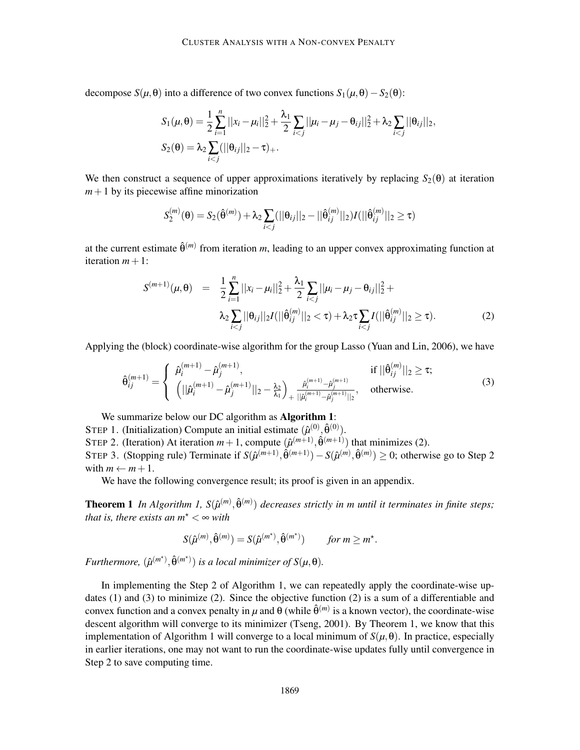decompose $S(\mu,\theta)$ into a difference of two convex functions $S_1(\mu,\theta) - S_2(\theta)$:

$$
\begin{aligned}
S_1(\mu,\theta) &= \frac{1}{2}\sum_{i=1}^{n} ||x_i - \mu_i||_2^2 + \frac{\lambda_1}{2}\sum_{i<j} ||\mu_i - \mu_j - \theta_{ij}||_2^2 + \lambda_2 \sum_{i<j} ||\theta_{ij}||_2, \\
S_2(\theta) &= \lambda_2 \sum_{i<j} (||\theta_{ij}||_2 - \tau)_+.
\end{aligned}
$$

We then construct a sequence of upper approximations iteratively by replacing $S_2(\theta)$ at iteration $m+1$ by its piecewise affine minorization

$$
S_2^{(m)}(\theta) = S_2(\hat{\theta}^{(m)}) + \lambda_2 \sum_{i<j} (||\theta_{ij}||_2 - ||\hat{\theta}_{ij}^{(m)}||_2) I(||\hat{\theta}_{ij}^{(m)}||_2 \geq \tau)
$$

at the current estimate $\hat{\theta}^{(m)}$ from iteration $m$, leading to an upper convex approximating function at iteration $m+1$:

$$
\begin{aligned}
S^{(m+1)}(\mu,\theta) \quad = \quad & \frac{1}{2}\sum_{i=1}^{n} ||x_i - \mu_i||_2^2 + \frac{\lambda_1}{2}\sum_{i<j} ||\mu_i - \mu_j - \theta_{ij}||_2^2 + \\
& \lambda_2 \sum_{i<j} ||\theta_{ij}||_2 I(||\hat{\theta}_{ij}^{(m)}||_2 < \tau) + \lambda_2 \tau \sum_{i<j} I(||\hat{\theta}_{ij}^{(m)}||_2 \geq \tau). \qquad (2)
\end{aligned}
$$

Applying the (block) coordinate-wise algorithm for the group Lasso (Yuan and Lin, 2006), we have

$$
\hat{\theta}_{ij}^{(m+1)} = \begin{cases} \hat{\mu}_i^{(m+1)} - \hat{\mu}_j^{(m+1)}, & \text{if } ||\hat{\theta}_{ij}^{(m)}||_2 \geq \tau; \\ \left( ||\hat{\mu}_i^{(m+1)} - \hat{\mu}_j^{(m+1)}||_2 - \frac{\lambda_2}{\lambda_1} \right)_+ \frac{\hat{\mu}_i^{(m+1)} - \hat{\mu}_j^{(m+1)}}{||\hat{\mu}_i^{(m+1)} - \hat{\mu}_j^{(m+1)}||_2}, & \text{otherwise.} \end{cases} \qquad (3)
$$

We summarize below our DC algorithm as **Algorithm 1**:

STEP 1. (Initialization) Compute an initial estimate $(\hat{\mu}^{(0)}, \hat{\theta}^{(0)})$.

STEP 2. (Iteration) At iteration $m+1$, compute $(\hat{\mu}^{(m+1)}, \hat{\theta}^{(m+1)})$ that minimizes (2).

STEP 3. (Stopping rule) Terminate if $S(\hat{\mu}^{(m+1)}, \hat{\theta}^{(m+1)}) - S(\hat{\mu}^{(m)}, \hat{\theta}^{(m)}) \geq 0$; otherwise go to Step 2 with $m \leftarrow m+1$.

We have the following convergence result; its proof is given in an appendix.

**Theorem 1** *In Algorithm 1, $S(\hat{\mu}^{(m)}, \hat{\theta}^{(m)})$ decreases strictly in $m$ until it terminates in finite steps; that is, there exists an $m^\star < \infty$ with*

$$
S(\hat{\mu}^{(m)}, \hat{\theta}^{(m)}) = S(\hat{\mu}^{(m^\star)}, \hat{\theta}^{(m^\star)}) \qquad \textit{for } m \geq m^\star.
$$

*Furthermore, $(\hat{\mu}^{(m^\star)}, \hat{\theta}^{(m^\star)})$ is a local minimizer of $S(\mu,\theta)$.*

In implementing the Step 2 of Algorithm 1, we can repeatedly apply the coordinate-wise updates (1) and (3) to minimize (2). Since the objective function (2) is a sum of a differentiable and convex function and a convex penalty in $\mu$ and $\theta$ (while $\hat{\theta}^{(m)}$ is a known vector), the coordinate-wise descent algorithm will converge to its minimizer (Tseng, 2001). By Theorem 1, we know that this implementation of Algorithm 1 will converge to a local minimum of $S(\mu,\theta)$. In practice, especially in earlier iterations, one may not want to run the coordinate-wise updates fully until convergence in Step 2 to save computing time.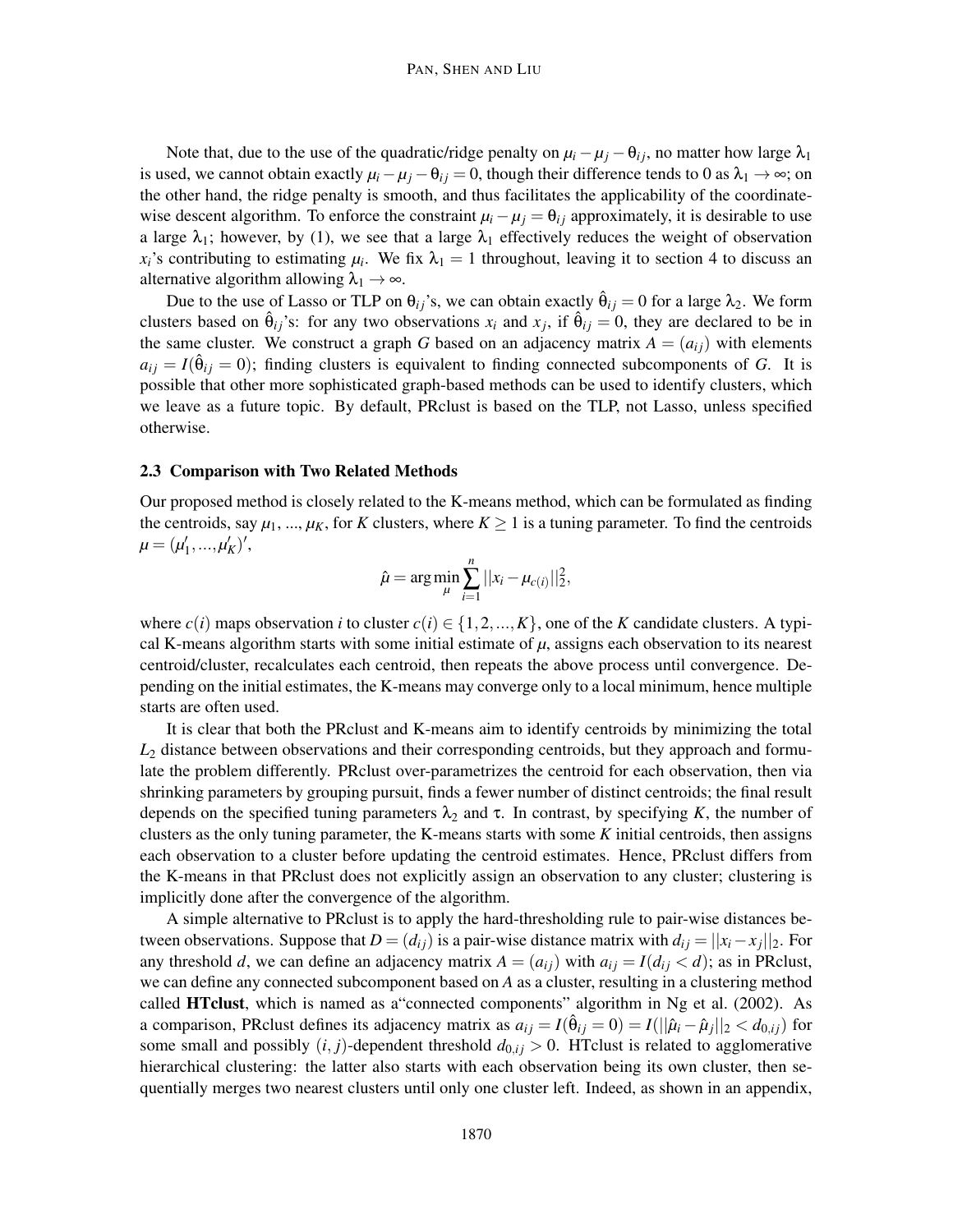Note that, due to the use of the quadratic/ridge penalty on $\mu_i - \mu_j - \theta_{ij}$, no matter how large $\lambda_1$ is used, we cannot obtain exactly $\mu_i - \mu_j - \theta_{ij} = 0$, though their difference tends to 0 as $\lambda_1 \to \infty$; on the other hand, the ridge penalty is smooth, and thus facilitates the applicability of the coordinate-wise descent algorithm. To enforce the constraint $\mu_i - \mu_j = \theta_{ij}$ approximately, it is desirable to use a large $\lambda_1$; however, by (1), we see that a large $\lambda_1$ effectively reduces the weight of observation $x_i$'s contributing to estimating $\mu_i$. We fix $\lambda_1 = 1$ throughout, leaving it to section 4 to discuss an alternative algorithm allowing $\lambda_1 \to \infty$.

Due to the use of Lasso or TLP on $\theta_{ij}$'s, we can obtain exactly $\hat{\theta}_{ij} = 0$ for a large $\lambda_2$. We form clusters based on $\hat{\theta}_{ij}$'s: for any two observations $x_i$ and $x_j$, if $\hat{\theta}_{ij} = 0$, they are declared to be in the same cluster. We construct a graph $G$ based on an adjacency matrix $A = (a_{ij})$ with elements $a_{ij} = I(\hat{\theta}_{ij} = 0)$; finding clusters is equivalent to finding connected subcomponents of $G$. It is possible that other more sophisticated graph-based methods can be used to identify clusters, which we leave as a future topic. By default, PRclust is based on the TLP, not Lasso, unless specified otherwise.

### 2.3 Comparison with Two Related Methods

Our proposed method is closely related to the K-means method, which can be formulated as finding the centroids, say $\mu_1, ..., \mu_K$, for $K$ clusters, where $K \geq 1$ is a tuning parameter. To find the centroids $\mu = (\mu_1', ..., \mu_K')'$,

$$\hat{\mu} = \arg\min_{\mu} \sum_{i=1}^{n} ||x_i - \mu_{c(i)}||_2^2,$$

where $c(i)$ maps observation $i$ to cluster $c(i) \in \{1, 2, ..., K\}$, one of the $K$ candidate clusters. A typical K-means algorithm starts with some initial estimate of $\mu$, assigns each observation to its nearest centroid/cluster, recalculates each centroid, then repeats the above process until convergence. Depending on the initial estimates, the K-means may converge only to a local minimum, hence multiple starts are often used.

It is clear that both the PRclust and K-means aim to identify centroids by minimizing the total $L_2$ distance between observations and their corresponding centroids, but they approach and formulate the problem differently. PRclust over-parametrizes the centroid for each observation, then via shrinking parameters by grouping pursuit, finds a fewer number of distinct centroids; the final result depends on the specified tuning parameters $\lambda_2$ and $\tau$. In contrast, by specifying $K$, the number of clusters as the only tuning parameter, the K-means starts with some $K$ initial centroids, then assigns each observation to a cluster before updating the centroid estimates. Hence, PRclust differs from the K-means in that PRclust does not explicitly assign an observation to any cluster; clustering is implicitly done after the convergence of the algorithm.

A simple alternative to PRclust is to apply the hard-thresholding rule to pair-wise distances between observations. Suppose that $D = (d_{ij})$ is a pair-wise distance matrix with $d_{ij} = ||x_i - x_j||_2$. For any threshold $d$, we can define an adjacency matrix $A = (a_{ij})$ with $a_{ij} = I(d_{ij} < d)$; as in PRclust, we can define any connected subcomponent based on $A$ as a cluster, resulting in a clustering method called **HTclust**, which is named as a"connected components" algorithm in Ng et al. (2002). As a comparison, PRclust defines its adjacency matrix as $a_{ij} = I(\hat{\theta}_{ij} = 0) = I(||\hat{\mu}_i - \hat{\mu}_j||_2 < d_{0,ij})$ for some small and possibly $(i, j)$-dependent threshold $d_{0,ij} > 0$. HTclust is related to agglomerative hierarchical clustering: the latter also starts with each observation being its own cluster, then sequentially merges two nearest clusters until only one cluster left. Indeed, as shown in an appendix,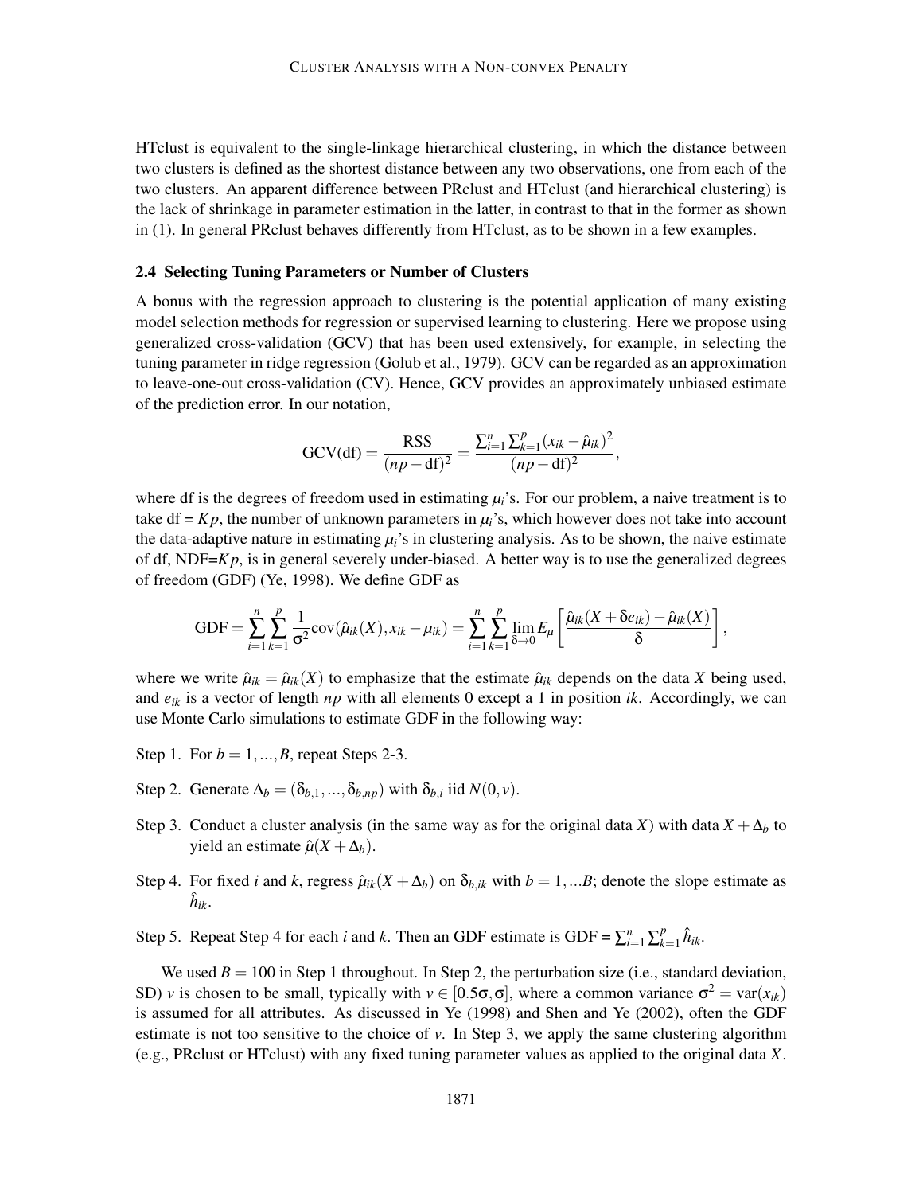HTclust is equivalent to the single-linkage hierarchical clustering, in which the distance between two clusters is defined as the shortest distance between any two observations, one from each of the two clusters. An apparent difference between PRclust and HTclust (and hierarchical clustering) is the lack of shrinkage in parameter estimation in the latter, in contrast to that in the former as shown in (1). In general PRclust behaves differently from HTclust, as to be shown in a few examples.

### 2.4 Selecting Tuning Parameters or Number of Clusters

A bonus with the regression approach to clustering is the potential application of many existing model selection methods for regression or supervised learning to clustering. Here we propose using generalized cross-validation (GCV) that has been used extensively, for example, in selecting the tuning parameter in ridge regression (Golub et al., 1979). GCV can be regarded as an approximation to leave-one-out cross-validation (CV). Hence, GCV provides an approximately unbiased estimate of the prediction error. In our notation,

$$\text{GCV(df)} = \frac{\text{RSS}}{(np - \text{df})^2} = \frac{\sum_{i=1}^{n}\sum_{k=1}^{p}(x_{ik} - \hat{\mu}_{ik})^2}{(np - \text{df})^2},$$

where df is the degrees of freedom used in estimating $\mu_i$'s. For our problem, a naive treatment is to take df = $Kp$, the number of unknown parameters in $\mu_i$'s, which however does not take into account the data-adaptive nature in estimating $\mu_i$'s in clustering analysis. As to be shown, the naive estimate of df, NDF=$Kp$, is in general severely under-biased. A better way is to use the generalized degrees of freedom (GDF) (Ye, 1998). We define GDF as

$$\text{GDF} = \sum_{i=1}^{n}\sum_{k=1}^{p}\frac{1}{\sigma^2}\text{cov}(\hat{\mu}_{ik}(X), x_{ik} - \mu_{ik}) = \sum_{i=1}^{n}\sum_{k=1}^{p}\lim_{\delta\to 0} E_{\mu}\left[\frac{\hat{\mu}_{ik}(X + \delta e_{ik}) - \hat{\mu}_{ik}(X)}{\delta}\right],$$

where we write $\hat{\mu}_{ik} = \hat{\mu}_{ik}(X)$ to emphasize that the estimate $\hat{\mu}_{ik}$ depends on the data $X$ being used, and $e_{ik}$ is a vector of length $np$ with all elements 0 except a 1 in position $ik$. Accordingly, we can use Monte Carlo simulations to estimate GDF in the following way:

Step 1. For $b = 1, ..., B$, repeat Steps 2-3.

Step 2. Generate $\Delta_b = (\delta_{b,1}, ..., \delta_{b,np})$ with $\delta_{b,i}$ iid $N(0, v)$.

Step 3. Conduct a cluster analysis (in the same way as for the original data $X$) with data $X + \Delta_b$ to yield an estimate $\hat{\mu}(X + \Delta_b)$.

Step 4. For fixed $i$ and $k$, regress $\hat{\mu}_{ik}(X + \Delta_b)$ on $\delta_{b,ik}$ with $b = 1, ...B$; denote the slope estimate as $\hat{h}_{ik}$.

Step 5. Repeat Step 4 for each $i$ and $k$. Then an GDF estimate is GDF = $\sum_{i=1}^{n}\sum_{k=1}^{p}\hat{h}_{ik}$.

We used $B = 100$ in Step 1 throughout. In Step 2, the perturbation size (i.e., standard deviation, SD) $v$ is chosen to be small, typically with $v \in [0.5\sigma, \sigma]$, where a common variance $\sigma^2 = \text{var}(x_{ik})$ is assumed for all attributes. As discussed in Ye (1998) and Shen and Ye (2002), often the GDF estimate is not too sensitive to the choice of $v$. In Step 3, we apply the same clustering algorithm (e.g., PRclust or HTclust) with any fixed tuning parameter values as applied to the original data $X$.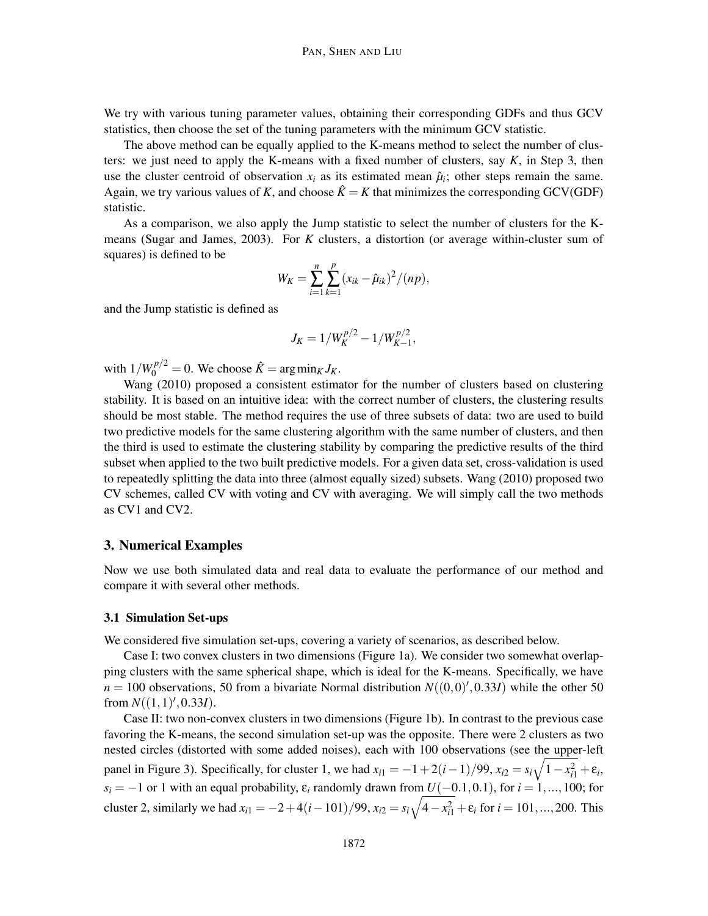We try with various tuning parameter values, obtaining their corresponding GDFs and thus GCV statistics, then choose the set of the tuning parameters with the minimum GCV statistic.

The above method can be equally applied to the K-means method to select the number of clusters: we just need to apply the K-means with a fixed number of clusters, say $K$, in Step 3, then use the cluster centroid of observation $x_i$ as its estimated mean $\hat{\mu}_i$; other steps remain the same. Again, we try various values of $K$, and choose $\hat{K} = K$ that minimizes the corresponding GCV(GDF) statistic.

As a comparison, we also apply the Jump statistic to select the number of clusters for the K-means (Sugar and James, 2003). For $K$ clusters, a distortion (or average within-cluster sum of squares) is defined to be

$$W_K = \sum_{i=1}^{n} \sum_{k=1}^{p} (x_{ik} - \hat{\mu}_{ik})^2/(np),$$

and the Jump statistic is defined as

$$J_K = 1/W_K^{p/2} - 1/W_{K-1}^{p/2},$$

with $1/W_0^{p/2} = 0$. We choose $\hat{K} = \arg\min_K J_K$.

Wang (2010) proposed a consistent estimator for the number of clusters based on clustering stability. It is based on an intuitive idea: with the correct number of clusters, the clustering results should be most stable. The method requires the use of three subsets of data: two are used to build two predictive models for the same clustering algorithm with the same number of clusters, and then the third is used to estimate the clustering stability by comparing the predictive results of the third subset when applied to the two built predictive models. For a given data set, cross-validation is used to repeatedly splitting the data into three (almost equally sized) subsets. Wang (2010) proposed two CV schemes, called CV with voting and CV with averaging. We will simply call the two methods as CV1 and CV2.

## 3. Numerical Examples

Now we use both simulated data and real data to evaluate the performance of our method and compare it with several other methods.

### 3.1 Simulation Set-ups

We considered five simulation set-ups, covering a variety of scenarios, as described below.

Case I: two convex clusters in two dimensions (Figure 1a). We consider two somewhat overlapping clusters with the same spherical shape, which is ideal for the K-means. Specifically, we have $n = 100$ observations, 50 from a bivariate Normal distribution $N((0,0)', 0.33I)$ while the other 50 from $N((1,1)', 0.33I)$.

Case II: two non-convex clusters in two dimensions (Figure 1b). In contrast to the previous case favoring the K-means, the second simulation set-up was the opposite. There were 2 clusters as two nested circles (distorted with some added noises), each with 100 observations (see the upper-left panel in Figure 3). Specifically, for cluster 1, we had $x_{i1} = -1 + 2(i-1)/99$, $x_{i2} = s_i\sqrt{1 - x_{i1}^2} + \varepsilon_i$, $s_i = -1$ or 1 with an equal probability, $\varepsilon_i$ randomly drawn from $U(-0.1, 0.1)$, for $i = 1, ..., 100$; for cluster 2, similarly we had $x_{i1} = -2 + 4(i-101)/99$, $x_{i2} = s_i\sqrt{4 - x_{i1}^2} + \varepsilon_i$ for $i = 101, ..., 200$. This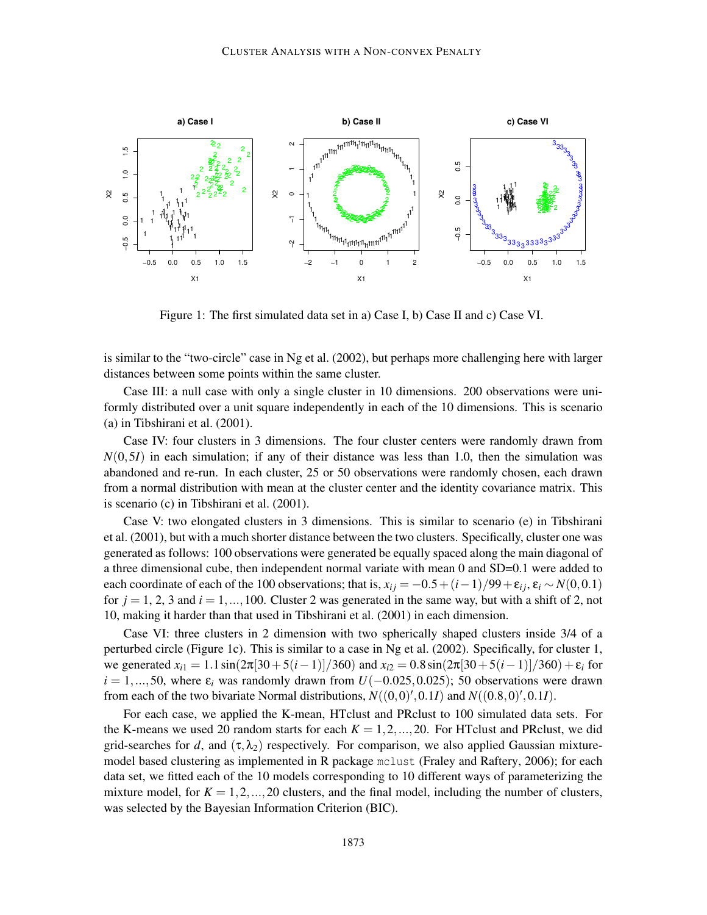Figure 1: The first simulated data set in a) Case I, b) Case II and c) Case VI.

is similar to the "two-circle" case in Ng et al. (2002), but perhaps more challenging here with larger distances between some points within the same cluster.

Case III: a null case with only a single cluster in 10 dimensions. 200 observations were uniformly distributed over a unit square independently in each of the 10 dimensions. This is scenario (a) in Tibshirani et al. (2001).

Case IV: four clusters in 3 dimensions. The four cluster centers were randomly drawn from $N(0,5I)$ in each simulation; if any of their distance was less than 1.0, then the simulation was abandoned and re-run. In each cluster, 25 or 50 observations were randomly chosen, each drawn from a normal distribution with mean at the cluster center and the identity covariance matrix. This is scenario (c) in Tibshirani et al. (2001).

Case V: two elongated clusters in 3 dimensions. This is similar to scenario (e) in Tibshirani et al. (2001), but with a much shorter distance between the two clusters. Specifically, cluster one was generated as follows: 100 observations were generated be equally spaced along the main diagonal of a three dimensional cube, then independent normal variate with mean 0 and SD=0.1 were added to each coordinate of each of the 100 observations; that is, $x_{ij} = -0.5 + (i-1)/99 + \varepsilon_{ij}$, $\varepsilon_i \sim N(0,0.1)$ for $j = 1$, 2, 3 and $i = 1,...,100$. Cluster 2 was generated in the same way, but with a shift of 2, not 10, making it harder than that used in Tibshirani et al. (2001) in each dimension.

Case VI: three clusters in 2 dimension with two spherically shaped clusters inside 3/4 of a perturbed circle (Figure 1c). This is similar to a case in Ng et al. (2002). Specifically, for cluster 1, we generated $x_{i1} = 1.1\sin(2\pi[30+5(i-1)]/360)$ and $x_{i2} = 0.8\sin(2\pi[30+5(i-1)]/360) + \varepsilon_i$ for $i = 1,...,50$, where $\varepsilon_i$ was randomly drawn from $U(-0.025,0.025)$; 50 observations were drawn from each of the two bivariate Normal distributions, $N((0,0)', 0.1I)$ and $N((0.8,0)', 0.1I)$.

For each case, we applied the K-mean, HTclust and PRclust to 100 simulated data sets. For the K-means we used 20 random starts for each $K = 1,2,...,20$. For HTclust and PRclust, we did grid-searches for $d$, and $(\tau, \lambda_2)$ respectively. For comparison, we also applied Gaussian mixture-model based clustering as implemented in R package `mclust` (Fraley and Raftery, 2006); for each data set, we fitted each of the 10 models corresponding to 10 different ways of parameterizing the mixture model, for $K = 1,2,...,20$ clusters, and the final model, including the number of clusters, was selected by the Bayesian Information Criterion (BIC).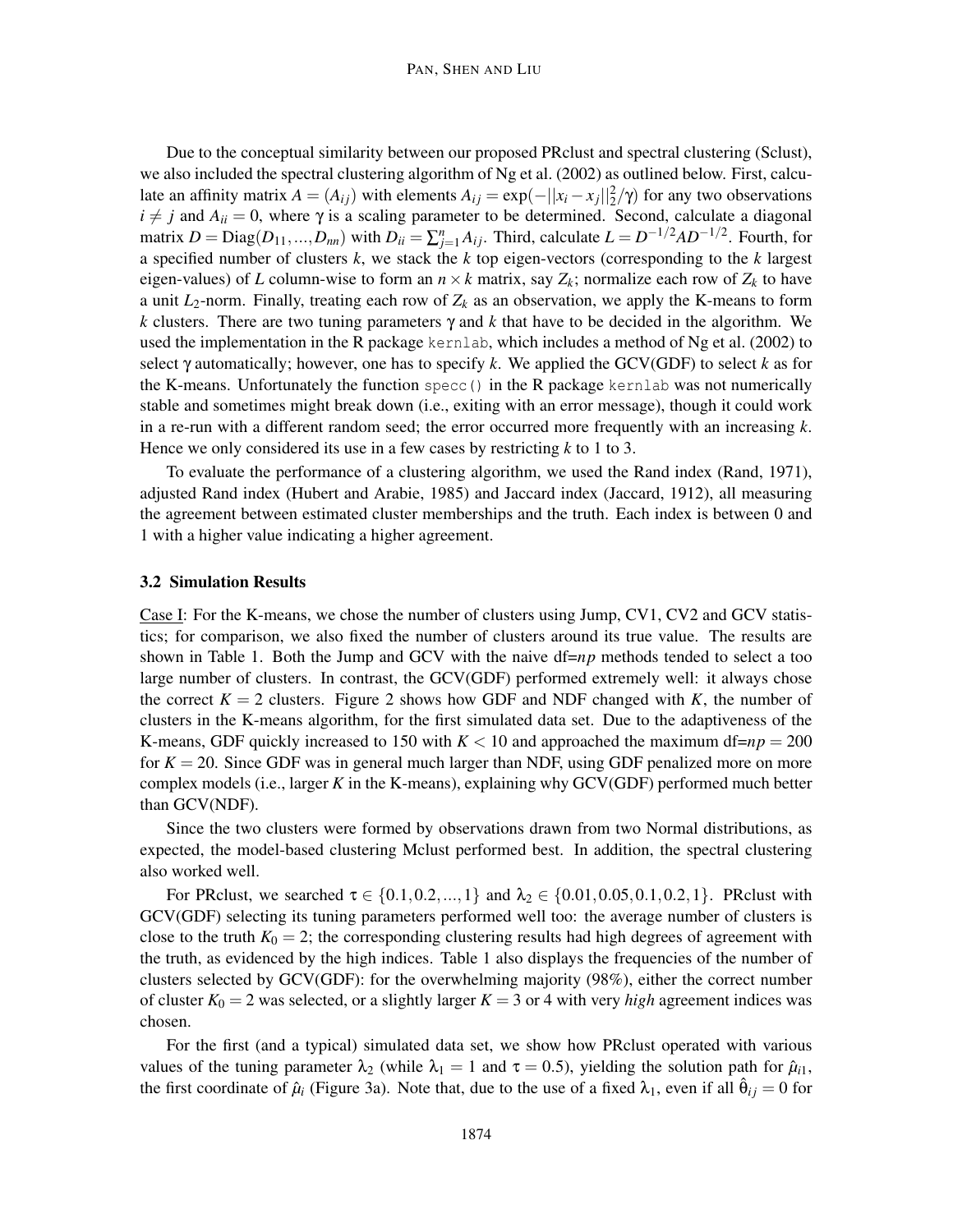Due to the conceptual similarity between our proposed PRclust and spectral clustering (Sclust), we also included the spectral clustering algorithm of Ng et al. (2002) as outlined below. First, calculate an affinity matrix $A = (A_{ij})$ with elements $A_{ij} = \exp(-||x_i - x_j||_2^2/\gamma)$ for any two observations $i \neq j$ and $A_{ii} = 0$, where $\gamma$ is a scaling parameter to be determined. Second, calculate a diagonal matrix $D = \text{Diag}(D_{11}, ..., D_{nn})$ with $D_{ii} = \sum_{j=1}^{n} A_{ij}$. Third, calculate $L = D^{-1/2}AD^{-1/2}$. Fourth, for a specified number of clusters $k$, we stack the $k$ top eigen-vectors (corresponding to the $k$ largest eigen-values) of $L$ column-wise to form an $n \times k$ matrix, say $Z_k$; normalize each row of $Z_k$ to have a unit $L_2$-norm. Finally, treating each row of $Z_k$ as an observation, we apply the K-means to form $k$ clusters. There are two tuning parameters $\gamma$ and $k$ that have to be decided in the algorithm. We used the implementation in the R package `kernlab`, which includes a method of Ng et al. (2002) to select $\gamma$ automatically; however, one has to specify $k$. We applied the GCV(GDF) to select $k$ as for the K-means. Unfortunately the function `specc()` in the R package `kernlab` was not numerically stable and sometimes might break down (i.e., exiting with an error message), though it could work in a re-run with a different random seed; the error occurred more frequently with an increasing $k$. Hence we only considered its use in a few cases by restricting $k$ to 1 to 3.

To evaluate the performance of a clustering algorithm, we used the Rand index (Rand, 1971), adjusted Rand index (Hubert and Arabie, 1985) and Jaccard index (Jaccard, 1912), all measuring the agreement between estimated cluster memberships and the truth. Each index is between 0 and 1 with a higher value indicating a higher agreement.

### 3.2 Simulation Results

Case I: For the K-means, we chose the number of clusters using Jump, CV1, CV2 and GCV statistics; for comparison, we also fixed the number of clusters around its true value. The results are shown in Table 1. Both the Jump and GCV with the naive df=$np$ methods tended to select a too large number of clusters. In contrast, the GCV(GDF) performed extremely well: it always chose the correct $K = 2$ clusters. Figure 2 shows how GDF and NDF changed with $K$, the number of clusters in the K-means algorithm, for the first simulated data set. Due to the adaptiveness of the K-means, GDF quickly increased to 150 with $K < 10$ and approached the maximum df=$np = 200$ for $K = 20$. Since GDF was in general much larger than NDF, using GDF penalized more on more complex models (i.e., larger $K$ in the K-means), explaining why GCV(GDF) performed much better than GCV(NDF).

Since the two clusters were formed by observations drawn from two Normal distributions, as expected, the model-based clustering Mclust performed best. In addition, the spectral clustering also worked well.

For PRclust, we searched $\tau \in \{0.1, 0.2, ..., 1\}$ and $\lambda_2 \in \{0.01, 0.05, 0.1, 0.2, 1\}$. PRclust with GCV(GDF) selecting its tuning parameters performed well too: the average number of clusters is close to the truth $K_0 = 2$; the corresponding clustering results had high degrees of agreement with the truth, as evidenced by the high indices. Table 1 also displays the frequencies of the number of clusters selected by GCV(GDF): for the overwhelming majority (98%), either the correct number of cluster $K_0 = 2$ was selected, or a slightly larger $K = 3$ or 4 with very *high* agreement indices was chosen.

For the first (and a typical) simulated data set, we show how PRclust operated with various values of the tuning parameter $\lambda_2$ (while $\lambda_1 = 1$ and $\tau = 0.5$), yielding the solution path for $\hat{\mu}_{i1}$, the first coordinate of $\hat{\mu}_i$ (Figure 3a). Note that, due to the use of a fixed $\lambda_1$, even if all $\hat{\theta}_{ij} = 0$ for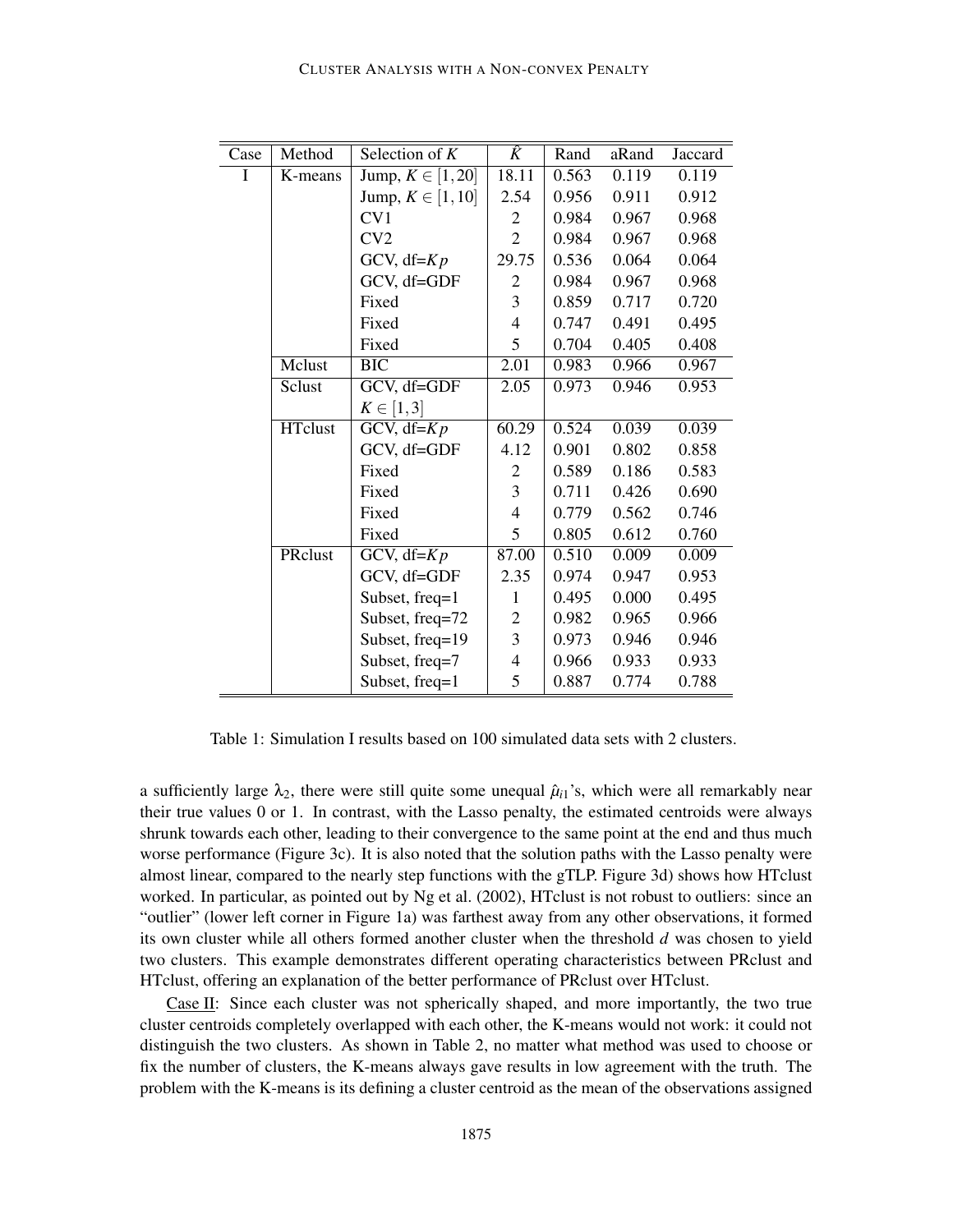| Case | Method | Selection of $K$ | $\hat{K}$ | Rand | aRand | Jaccard |
|---|---|---|---|---|---|---|
| I | K-means | Jump, $K \in [1,20]$ | 18.11 | 0.563 | 0.119 | 0.119 |
| | | Jump, $K \in [1,10]$ | 2.54 | 0.956 | 0.911 | 0.912 |
| | | CV1 | 2 | 0.984 | 0.967 | 0.968 |
| | | CV2 | 2 | 0.984 | 0.967 | 0.968 |
| | | GCV, df=$Kp$ | 29.75 | 0.536 | 0.064 | 0.064 |
| | | GCV, df=GDF | 2 | 0.984 | 0.967 | 0.968 |
| | | Fixed | 3 | 0.859 | 0.717 | 0.720 |
| | | Fixed | 4 | 0.747 | 0.491 | 0.495 |
| | | Fixed | 5 | 0.704 | 0.405 | 0.408 |
| | Mclust | BIC | 2.01 | 0.983 | 0.966 | 0.967 |
| | Sclust | GCV, df=GDF $K \in [1,3]$ | 2.05 | 0.973 | 0.946 | 0.953 |
| | HTclust | GCV, df=$Kp$ | 60.29 | 0.524 | 0.039 | 0.039 |
| | | GCV, df=GDF | 4.12 | 0.901 | 0.802 | 0.858 |
| | | Fixed | 2 | 0.589 | 0.186 | 0.583 |
| | | Fixed | 3 | 0.711 | 0.426 | 0.690 |
| | | Fixed | 4 | 0.779 | 0.562 | 0.746 |
| | | Fixed | 5 | 0.805 | 0.612 | 0.760 |
| | PRclust | GCV, df=$Kp$ | 87.00 | 0.510 | 0.009 | 0.009 |
| | | GCV, df=GDF | 2.35 | 0.974 | 0.947 | 0.953 |
| | | Subset, freq=1 | 1 | 0.495 | 0.000 | 0.495 |
| | | Subset, freq=72 | 2 | 0.982 | 0.965 | 0.966 |
| | | Subset, freq=19 | 3 | 0.973 | 0.946 | 0.946 |
| | | Subset, freq=7 | 4 | 0.966 | 0.933 | 0.933 |
| | | Subset, freq=1 | 5 | 0.887 | 0.774 | 0.788 |

Table 1: Simulation I results based on 100 simulated data sets with 2 clusters.

a sufficiently large $\lambda_2$, there were still quite some unequal $\hat{\mu}_{i1}$'s, which were all remarkably near their true values 0 or 1. In contrast, with the Lasso penalty, the estimated centroids were always shrunk towards each other, leading to their convergence to the same point at the end and thus much worse performance (Figure 3c). It is also noted that the solution paths with the Lasso penalty were almost linear, compared to the nearly step functions with the gTLP. Figure 3d) shows how HTclust worked. In particular, as pointed out by Ng et al. (2002), HTclust is not robust to outliers: since an "outlier" (lower left corner in Figure 1a) was farthest away from any other observations, it formed its own cluster while all others formed another cluster when the threshold $d$ was chosen to yield two clusters. This example demonstrates different operating characteristics between PRclust and HTclust, offering an explanation of the better performance of PRclust over HTclust.

Case II: Since each cluster was not spherically shaped, and more importantly, the two true cluster centroids completely overlapped with each other, the K-means would not work: it could not distinguish the two clusters. As shown in Table 2, no matter what method was used to choose or fix the number of clusters, the K-means always gave results in low agreement with the truth. The problem with the K-means is its defining a cluster centroid as the mean of the observations assigned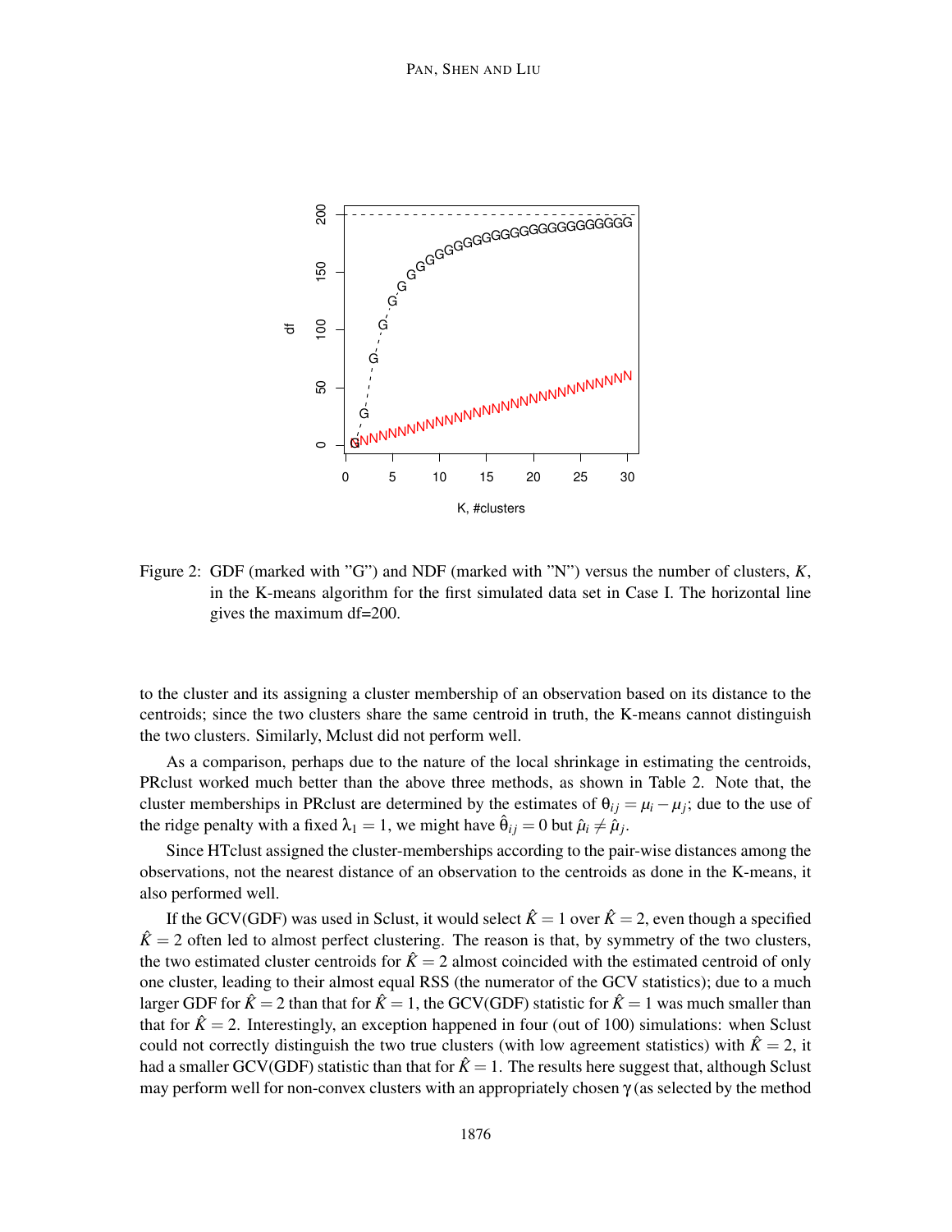Figure 2: GDF (marked with "G") and NDF (marked with "N") versus the number of clusters, $K$, in the K-means algorithm for the first simulated data set in Case I. The horizontal line gives the maximum df=200.

to the cluster and its assigning a cluster membership of an observation based on its distance to the centroids; since the two clusters share the same centroid in truth, the K-means cannot distinguish the two clusters. Similarly, Mclust did not perform well.

As a comparison, perhaps due to the nature of the local shrinkage in estimating the centroids, PRclust worked much better than the above three methods, as shown in Table 2. Note that, the cluster memberships in PRclust are determined by the estimates of $\theta_{ij} = \mu_i - \mu_j$; due to the use of the ridge penalty with a fixed $\lambda_1 = 1$, we might have $\hat{\theta}_{ij} = 0$ but $\hat{\mu}_i \neq \hat{\mu}_j$.

Since HTclust assigned the cluster-memberships according to the pair-wise distances among the observations, not the nearest distance of an observation to the centroids as done in the K-means, it also performed well.

If the GCV(GDF) was used in Sclust, it would select $\hat{K} = 1$ over $\hat{K} = 2$, even though a specified $\hat{K} = 2$ often led to almost perfect clustering. The reason is that, by symmetry of the two clusters, the two estimated cluster centroids for $\hat{K} = 2$ almost coincided with the estimated centroid of only one cluster, leading to their almost equal RSS (the numerator of the GCV statistics); due to a much larger GDF for $\hat{K} = 2$ than that for $\hat{K} = 1$, the GCV(GDF) statistic for $\hat{K} = 1$ was much smaller than that for $\hat{K} = 2$. Interestingly, an exception happened in four (out of 100) simulations: when Sclust could not correctly distinguish the two true clusters (with low agreement statistics) with $\hat{K} = 2$, it had a smaller GCV(GDF) statistic than that for $\hat{K} = 1$. The results here suggest that, although Sclust may perform well for non-convex clusters with an appropriately chosen $\gamma$ (as selected by the method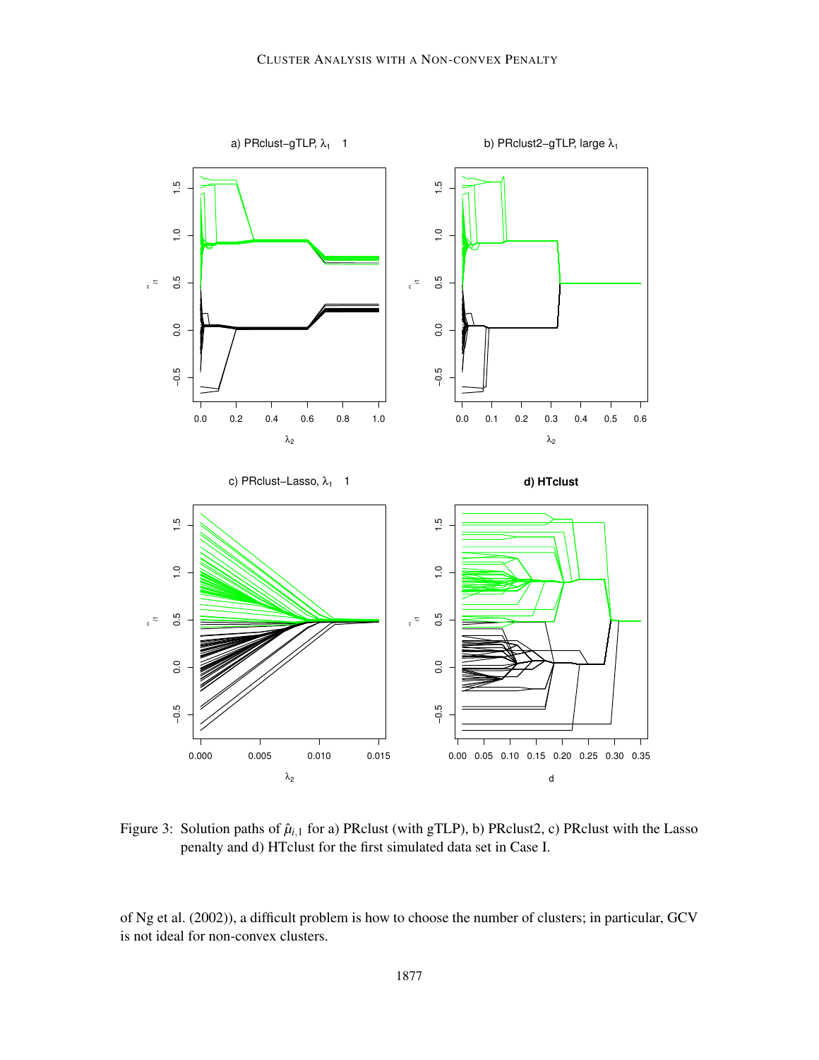Figure 3: Solution paths of $\hat{\mu}_{i,1}$ for a) PRclust (with gTLP), b) PRclust2, c) PRclust with the Lasso penalty and d) HTclust for the first simulated data set in Case I.

of Ng et al. (2002)), a difficult problem is how to choose the number of clusters; in particular, GCV is not ideal for non-convex clusters.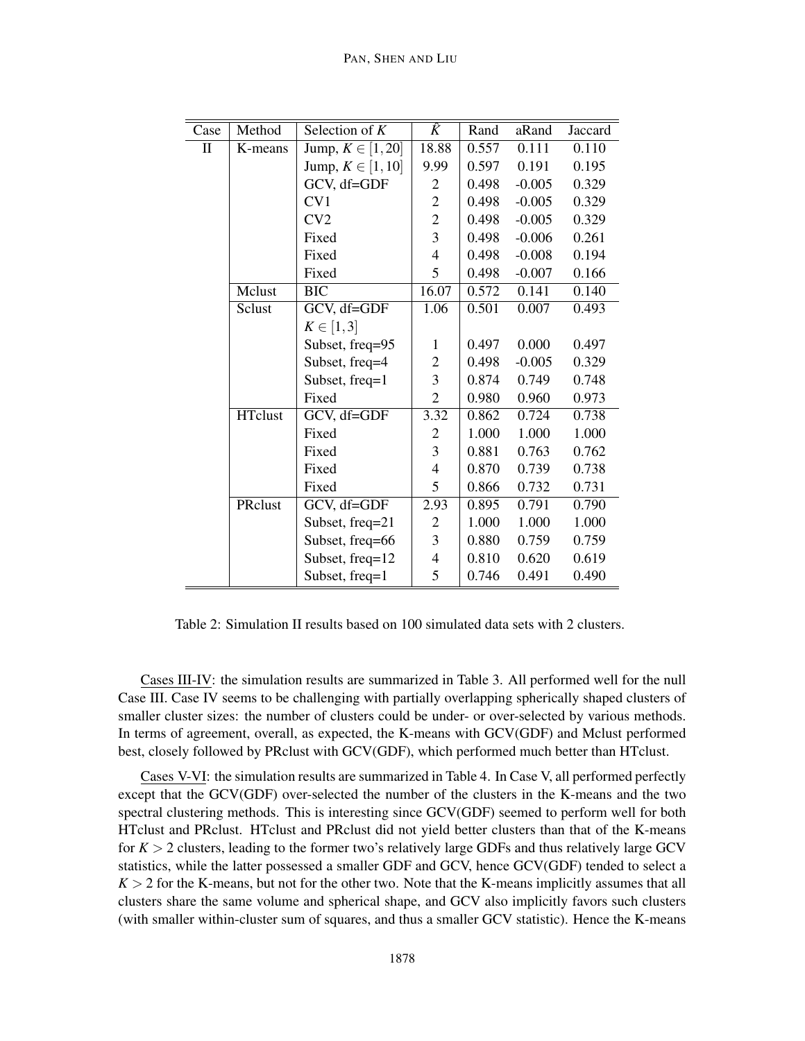| Case | Method | Selection of $K$ | $\hat{K}$ | Rand | aRand | Jaccard |
|---|---|---|---|---|---|---|
| II | K-means | Jump, $K \in [1,20]$ | 18.88 | 0.557 | 0.111 | 0.110 |
| | | Jump, $K \in [1,10]$ | 9.99 | 0.597 | 0.191 | 0.195 |
| | | GCV, df=GDF | 2 | 0.498 | -0.005 | 0.329 |
| | | CV1 | 2 | 0.498 | -0.005 | 0.329 |
| | | CV2 | 2 | 0.498 | -0.005 | 0.329 |
| | | Fixed | 3 | 0.498 | -0.006 | 0.261 |
| | | Fixed | 4 | 0.498 | -0.008 | 0.194 |
| | | Fixed | 5 | 0.498 | -0.007 | 0.166 |
| | Mclust | BIC | 16.07 | 0.572 | 0.141 | 0.140 |
| | Sclust | GCV, df=GDF $K \in [1,3]$ | 1.06 | 0.501 | 0.007 | 0.493 |
| | | Subset, freq=95 | 1 | 0.497 | 0.000 | 0.497 |
| | | Subset, freq=4 | 2 | 0.498 | -0.005 | 0.329 |
| | | Subset, freq=1 | 3 | 0.874 | 0.749 | 0.748 |
| | | Fixed | 2 | 0.980 | 0.960 | 0.973 |
| | HTclust | GCV, df=GDF | 3.32 | 0.862 | 0.724 | 0.738 |
| | | Fixed | 2 | 1.000 | 1.000 | 1.000 |
| | | Fixed | 3 | 0.881 | 0.763 | 0.762 |
| | | Fixed | 4 | 0.870 | 0.739 | 0.738 |
| | | Fixed | 5 | 0.866 | 0.732 | 0.731 |
| | PRclust | GCV, df=GDF | 2.93 | 0.895 | 0.791 | 0.790 |
| | | Subset, freq=21 | 2 | 1.000 | 1.000 | 1.000 |
| | | Subset, freq=66 | 3 | 0.880 | 0.759 | 0.759 |
| | | Subset, freq=12 | 4 | 0.810 | 0.620 | 0.619 |
| | | Subset, freq=1 | 5 | 0.746 | 0.491 | 0.490 |

Table 2: Simulation II results based on 100 simulated data sets with 2 clusters.

Cases III-IV: the simulation results are summarized in Table 3. All performed well for the null Case III. Case IV seems to be challenging with partially overlapping spherically shaped clusters of smaller cluster sizes: the number of clusters could be under- or over-selected by various methods. In terms of agreement, overall, as expected, the K-means with GCV(GDF) and Mclust performed best, closely followed by PRclust with GCV(GDF), which performed much better than HTclust.

Cases V-VI: the simulation results are summarized in Table 4. In Case V, all performed perfectly except that the GCV(GDF) over-selected the number of the clusters in the K-means and the two spectral clustering methods. This is interesting since GCV(GDF) seemed to perform well for both HTclust and PRclust. HTclust and PRclust did not yield better clusters than that of the K-means for $K > 2$ clusters, leading to the former two's relatively large GDFs and thus relatively large GCV statistics, while the latter possessed a smaller GDF and GCV, hence GCV(GDF) tended to select a $K > 2$ for the K-means, but not for the other two. Note that the K-means implicitly assumes that all clusters share the same volume and spherical shape, and GCV also implicitly favors such clusters (with smaller within-cluster sum of squares, and thus a smaller GCV statistic). Hence the K-means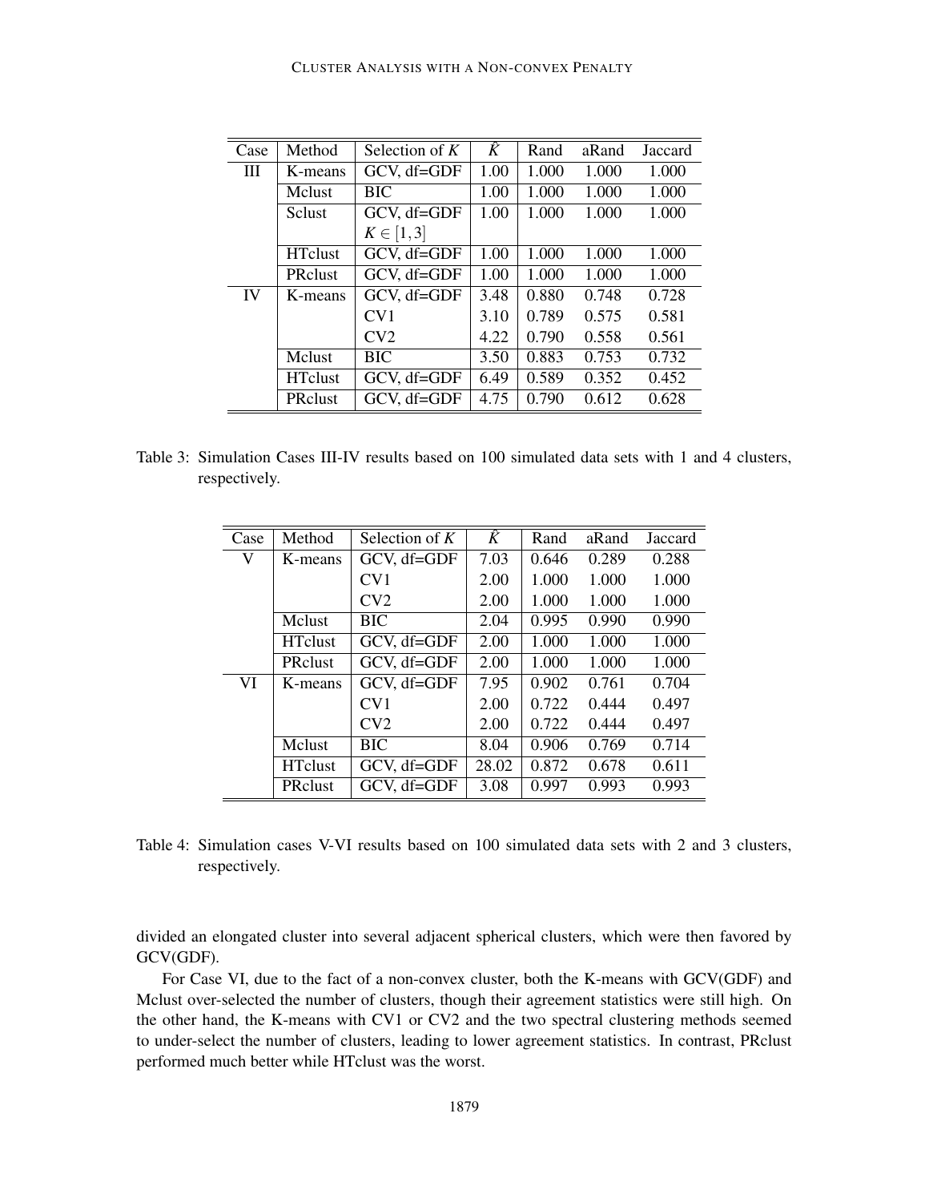| Case | Method | Selection of $K$ | $\hat{K}$ | Rand | aRand | Jaccard |
|---|---|---|---|---|---|---|
| III | K-means | GCV, df=GDF | 1.00 | 1.000 | 1.000 | 1.000 |
| | Mclust | BIC | 1.00 | 1.000 | 1.000 | 1.000 |
| | Sclust | GCV, df=GDF $K \in [1,3]$ | 1.00 | 1.000 | 1.000 | 1.000 |
| | HTclust | GCV, df=GDF | 1.00 | 1.000 | 1.000 | 1.000 |
| | PRclust | GCV, df=GDF | 1.00 | 1.000 | 1.000 | 1.000 |
| IV | K-means | GCV, df=GDF | 3.48 | 0.880 | 0.748 | 0.728 |
| | | CV1 | 3.10 | 0.789 | 0.575 | 0.581 |
| | | CV2 | 4.22 | 0.790 | 0.558 | 0.561 |
| | Mclust | BIC | 3.50 | 0.883 | 0.753 | 0.732 |
| | HTclust | GCV, df=GDF | 6.49 | 0.589 | 0.352 | 0.452 |
| | PRclust | GCV, df=GDF | 4.75 | 0.790 | 0.612 | 0.628 |

Table 3: Simulation Cases III-IV results based on 100 simulated data sets with 1 and 4 clusters, respectively.

| Case | Method | Selection of $K$ | $\hat{K}$ | Rand | aRand | Jaccard |
|---|---|---|---|---|---|---|
| V | K-means | GCV, df=GDF | 7.03 | 0.646 | 0.289 | 0.288 |
| | | CV1 | 2.00 | 1.000 | 1.000 | 1.000 |
| | | CV2 | 2.00 | 1.000 | 1.000 | 1.000 |
| | Mclust | BIC | 2.04 | 0.995 | 0.990 | 0.990 |
| | HTclust | GCV, df=GDF | 2.00 | 1.000 | 1.000 | 1.000 |
| | PRclust | GCV, df=GDF | 2.00 | 1.000 | 1.000 | 1.000 |
| VI | K-means | GCV, df=GDF | 7.95 | 0.902 | 0.761 | 0.704 |
| | | CV1 | 2.00 | 0.722 | 0.444 | 0.497 |
| | | CV2 | 2.00 | 0.722 | 0.444 | 0.497 |
| | Mclust | BIC | 8.04 | 0.906 | 0.769 | 0.714 |
| | HTclust | GCV, df=GDF | 28.02 | 0.872 | 0.678 | 0.611 |
| | PRclust | GCV, df=GDF | 3.08 | 0.997 | 0.993 | 0.993 |

Table 4: Simulation cases V-VI results based on 100 simulated data sets with 2 and 3 clusters, respectively.

divided an elongated cluster into several adjacent spherical clusters, which were then favored by GCV(GDF).

For Case VI, due to the fact of a non-convex cluster, both the K-means with GCV(GDF) and Mclust over-selected the number of clusters, though their agreement statistics were still high. On the other hand, the K-means with CV1 or CV2 and the two spectral clustering methods seemed to under-select the number of clusters, leading to lower agreement statistics. In contrast, PRclust performed much better while HTclust was the worst.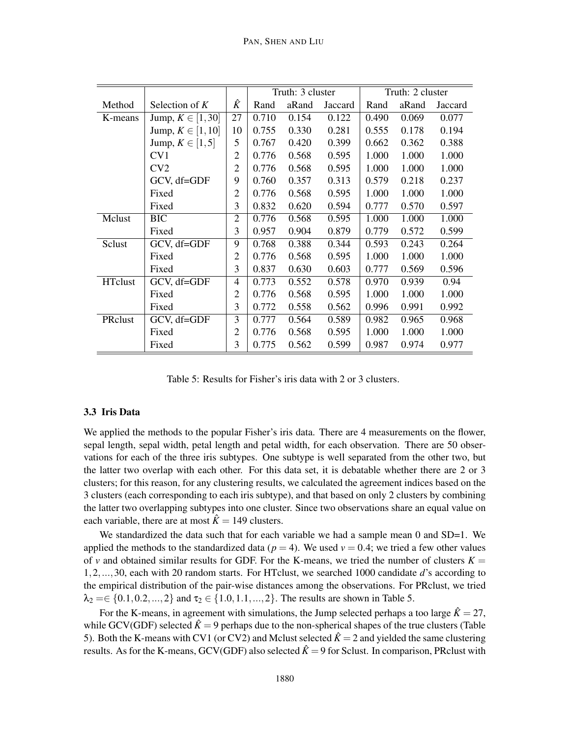| Method | Selection of $K$ | $\hat{K}$ | Truth: 3 cluster | | | Truth: 2 cluster | | |
|---|---|---|---|---|---|---|---|---|
| | | | Rand | aRand | Jaccard | Rand | aRand | Jaccard |
| K-means | Jump, $K \in [1, 30]$ | 27 | 0.710 | 0.154 | 0.122 | 0.490 | 0.069 | 0.077 |
| | Jump, $K \in [1, 10]$ | 10 | 0.755 | 0.330 | 0.281 | 0.555 | 0.178 | 0.194 |
| | Jump, $K \in [1, 5]$ | 5 | 0.767 | 0.420 | 0.399 | 0.662 | 0.362 | 0.388 |
| | CV1 | 2 | 0.776 | 0.568 | 0.595 | 1.000 | 1.000 | 1.000 |
| | CV2 | 2 | 0.776 | 0.568 | 0.595 | 1.000 | 1.000 | 1.000 |
| | GCV, df=GDF | 9 | 0.760 | 0.357 | 0.313 | 0.579 | 0.218 | 0.237 |
| | Fixed | 2 | 0.776 | 0.568 | 0.595 | 1.000 | 1.000 | 1.000 |
| | Fixed | 3 | 0.832 | 0.620 | 0.594 | 0.777 | 0.570 | 0.597 |
| Mclust | BIC | 2 | 0.776 | 0.568 | 0.595 | 1.000 | 1.000 | 1.000 |
| | Fixed | 3 | 0.957 | 0.904 | 0.879 | 0.779 | 0.572 | 0.599 |
| Sclust | GCV, df=GDF | 9 | 0.768 | 0.388 | 0.344 | 0.593 | 0.243 | 0.264 |
| | Fixed | 2 | 0.776 | 0.568 | 0.595 | 1.000 | 1.000 | 1.000 |
| | Fixed | 3 | 0.837 | 0.630 | 0.603 | 0.777 | 0.569 | 0.596 |
| HTclust | GCV, df=GDF | 4 | 0.773 | 0.552 | 0.578 | 0.970 | 0.939 | 0.94 |
| | Fixed | 2 | 0.776 | 0.568 | 0.595 | 1.000 | 1.000 | 1.000 |
| | Fixed | 3 | 0.772 | 0.558 | 0.562 | 0.996 | 0.991 | 0.992 |
| PRclust | GCV, df=GDF | 3 | 0.777 | 0.564 | 0.589 | 0.982 | 0.965 | 0.968 |
| | Fixed | 2 | 0.776 | 0.568 | 0.595 | 1.000 | 1.000 | 1.000 |
| | Fixed | 3 | 0.775 | 0.562 | 0.599 | 0.987 | 0.974 | 0.977 |

Table 5: Results for Fisher's iris data with 2 or 3 clusters.

### 3.3 Iris Data

We applied the methods to the popular Fisher's iris data. There are 4 measurements on the flower, sepal length, sepal width, petal length and petal width, for each observation. There are 50 observations for each of the three iris subtypes. One subtype is well separated from the other two, but the latter two overlap with each other. For this data set, it is debatable whether there are 2 or 3 clusters; for this reason, for any clustering results, we calculated the agreement indices based on the 3 clusters (each corresponding to each iris subtype), and that based on only 2 clusters by combining the latter two overlapping subtypes into one cluster. Since two observations share an equal value on each variable, there are at most $\hat{K} = 149$ clusters.

We standardized the data such that for each variable we had a sample mean 0 and SD=1. We applied the methods to the standardized data ($p = 4$). We used $v = 0.4$; we tried a few other values of $v$ and obtained similar results for GDF. For the K-means, we tried the number of clusters $K = 1, 2, ..., 30$, each with 20 random starts. For HTclust, we searched 1000 candidate $d$'s according to the empirical distribution of the pair-wise distances among the observations. For PRclust, we tried $\lambda_2 = \in \{0.1, 0.2, ..., 2\}$ and $\tau_2 \in \{1.0, 1.1, ..., 2\}$. The results are shown in Table 5.

For the K-means, in agreement with simulations, the Jump selected perhaps a too large $\hat{K} = 27$, while GCV(GDF) selected $\hat{K} = 9$ perhaps due to the non-spherical shapes of the true clusters (Table 5). Both the K-means with CV1 (or CV2) and Mclust selected $\hat{K} = 2$ and yielded the same clustering results. As for the K-means, GCV(GDF) also selected $\hat{K} = 9$ for Sclust. In comparison, PRclust with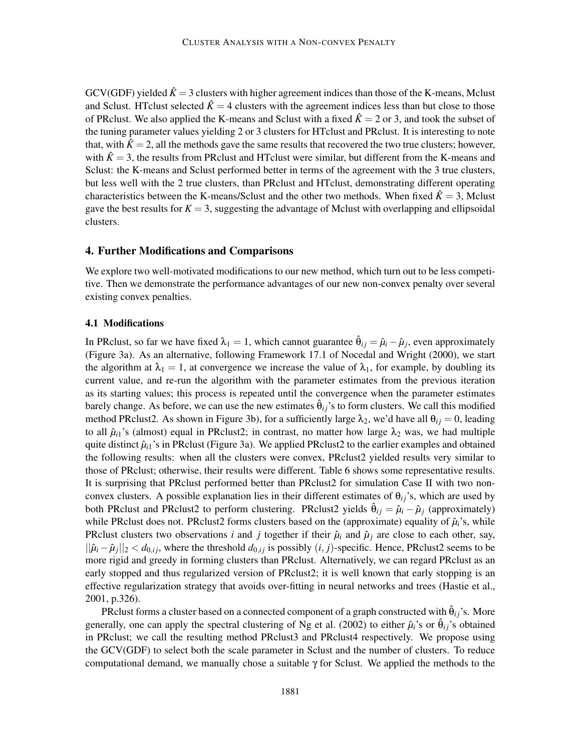GCV(GDF) yielded $\hat{K} = 3$ clusters with higher agreement indices than those of the K-means, Mclust and Sclust. HTclust selected $\hat{K} = 4$ clusters with the agreement indices less than but close to those of PRclust. We also applied the K-means and Sclust with a fixed $\hat{K} = 2$ or 3, and took the subset of the tuning parameter values yielding 2 or 3 clusters for HTclust and PRclust. It is interesting to note that, with $\hat{K} = 2$, all the methods gave the same results that recovered the two true clusters; however, with $\hat{K} = 3$, the results from PRclust and HTclust were similar, but different from the K-means and Sclust: the K-means and Sclust performed better in terms of the agreement with the 3 true clusters, but less well with the 2 true clusters, than PRclust and HTclust, demonstrating different operating characteristics between the K-means/Sclust and the other two methods. When fixed $\hat{K} = 3$, Mclust gave the best results for $K = 3$, suggesting the advantage of Mclust with overlapping and ellipsoidal clusters.

## 4. Further Modifications and Comparisons

We explore two well-motivated modifications to our new method, which turn out to be less competitive. Then we demonstrate the performance advantages of our new non-convex penalty over several existing convex penalties.

### 4.1 Modifications

In PRclust, so far we have fixed $\lambda_1 = 1$, which cannot guarantee $\hat{\theta}_{ij} = \hat{\mu}_i - \hat{\mu}_j$, even approximately (Figure 3a). As an alternative, following Framework 17.1 of Nocedal and Wright (2000), we start the algorithm at $\lambda_1 = 1$, at convergence we increase the value of $\lambda_1$, for example, by doubling its current value, and re-run the algorithm with the parameter estimates from the previous iteration as its starting values; this process is repeated until the convergence when the parameter estimates barely change. As before, we can use the new estimates $\hat{\theta}_{ij}$'s to form clusters. We call this modified method PRclust2. As shown in Figure 3b), for a sufficiently large $\lambda_2$, we'd have all $\theta_{ij} = 0$, leading to all $\hat{\mu}_{i1}$'s (almost) equal in PRclust2; in contrast, no matter how large $\lambda_2$ was, we had multiple quite distinct $\hat{\mu}_{i1}$'s in PRclust (Figure 3a). We applied PRclust2 to the earlier examples and obtained the following results: when all the clusters were convex, PRclust2 yielded results very similar to those of PRclust; otherwise, their results were different. Table 6 shows some representative results. It is surprising that PRclust performed better than PRclust2 for simulation Case II with two non-convex clusters. A possible explanation lies in their different estimates of $\theta_{ij}$'s, which are used by both PRclust and PRclust2 to perform clustering. PRclust2 yields $\hat{\theta}_{ij} = \hat{\mu}_i - \hat{\mu}_j$ (approximately) while PRclust does not. PRclust2 forms clusters based on the (approximate) equality of $\hat{\mu}_i$'s, while PRclust clusters two observations $i$ and $j$ together if their $\hat{\mu}_i$ and $\hat{\mu}_j$ are close to each other, say, $||\hat{\mu}_i - \hat{\mu}_j||_2 < d_{0,ij}$, where the threshold $d_{0,ij}$ is possibly $(i, j)$-specific. Hence, PRclust2 seems to be more rigid and greedy in forming clusters than PRclust. Alternatively, we can regard PRclust as an early stopped and thus regularized version of PRclust2; it is well known that early stopping is an effective regularization strategy that avoids over-fitting in neural networks and trees (Hastie et al., 2001, p.326).

PRclust forms a cluster based on a connected component of a graph constructed with $\hat{\theta}_{ij}$'s. More generally, one can apply the spectral clustering of Ng et al. (2002) to either $\hat{\mu}_i$'s or $\hat{\theta}_{ij}$'s obtained in PRclust; we call the resulting method PRclust3 and PRclust4 respectively. We propose using the GCV(GDF) to select both the scale parameter in Sclust and the number of clusters. To reduce computational demand, we manually chose a suitable $\gamma$ for Sclust. We applied the methods to the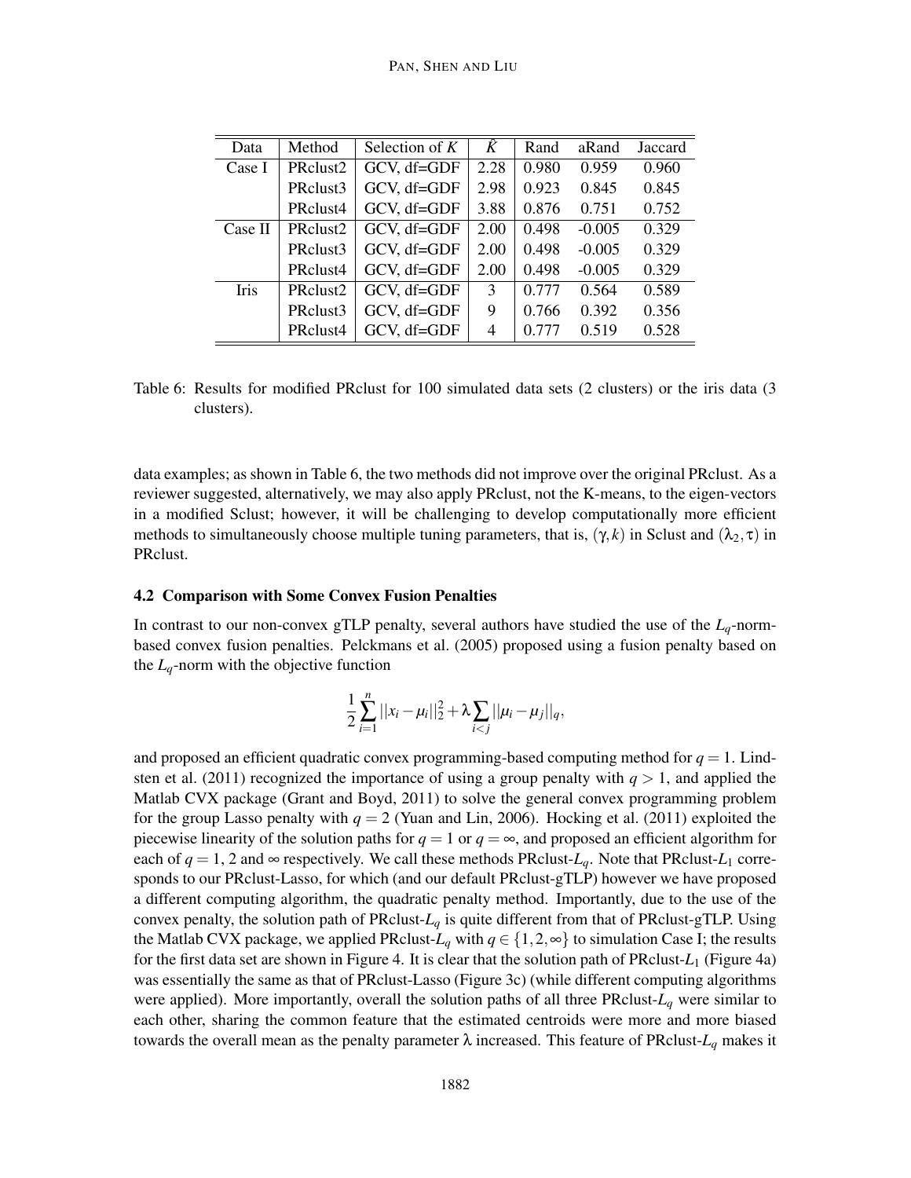| Data | Method | Selection of $K$ | $\hat{K}$ | Rand | aRand | Jaccard |
|---|---|---|---|---|---|---|
| Case I | PRclust2 | GCV, df=GDF | 2.28 | 0.980 | 0.959 | 0.960 |
| | PRclust3 | GCV, df=GDF | 2.98 | 0.923 | 0.845 | 0.845 |
| | PRclust4 | GCV, df=GDF | 3.88 | 0.876 | 0.751 | 0.752 |
| Case II | PRclust2 | GCV, df=GDF | 2.00 | 0.498 | -0.005 | 0.329 |
| | PRclust3 | GCV, df=GDF | 2.00 | 0.498 | -0.005 | 0.329 |
| | PRclust4 | GCV, df=GDF | 2.00 | 0.498 | -0.005 | 0.329 |
| Iris | PRclust2 | GCV, df=GDF | 3 | 0.777 | 0.564 | 0.589 |
| | PRclust3 | GCV, df=GDF | 9 | 0.766 | 0.392 | 0.356 |
| | PRclust4 | GCV, df=GDF | 4 | 0.777 | 0.519 | 0.528 |

Table 6: Results for modified PRclust for 100 simulated data sets (2 clusters) or the iris data (3 clusters).

data examples; as shown in Table 6, the two methods did not improve over the original PRclust. As a reviewer suggested, alternatively, we may also apply PRclust, not the K-means, to the eigen-vectors in a modified Sclust; however, it will be challenging to develop computationally more efficient methods to simultaneously choose multiple tuning parameters, that is, $(\gamma, k)$ in Sclust and $(\lambda_2, \tau)$ in PRclust.

### 4.2 Comparison with Some Convex Fusion Penalties

In contrast to our non-convex gTLP penalty, several authors have studied the use of the $L_q$-norm-based convex fusion penalties. Pelckmans et al. (2005) proposed using a fusion penalty based on the $L_q$-norm with the objective function

$$\frac{1}{2}\sum_{i=1}^{n}||x_i-\mu_i||_2^2+\lambda\sum_{i<j}||\mu_i-\mu_j||_q,$$

and proposed an efficient quadratic convex programming-based computing method for $q=1$. Lindsten et al. (2011) recognized the importance of using a group penalty with $q>1$, and applied the Matlab CVX package (Grant and Boyd, 2011) to solve the general convex programming problem for the group Lasso penalty with $q=2$ (Yuan and Lin, 2006). Hocking et al. (2011) exploited the piecewise linearity of the solution paths for $q=1$ or $q=\infty$, and proposed an efficient algorithm for each of $q=1$, 2 and $\infty$ respectively. We call these methods PRclust-$L_q$. Note that PRclust-$L_1$ corresponds to our PRclust-Lasso, for which (and our default PRclust-gTLP) however we have proposed a different computing algorithm, the quadratic penalty method. Importantly, due to the use of the convex penalty, the solution path of PRclust-$L_q$ is quite different from that of PRclust-gTLP. Using the Matlab CVX package, we applied PRclust-$L_q$ with $q\in\{1,2,\infty\}$ to simulation Case I; the results for the first data set are shown in Figure 4. It is clear that the solution path of PRclust-$L_1$ (Figure 4a) was essentially the same as that of PRclust-Lasso (Figure 3c) (while different computing algorithms were applied). More importantly, overall the solution paths of all three PRclust-$L_q$ were similar to each other, sharing the common feature that the estimated centroids were more and more biased towards the overall mean as the penalty parameter $\lambda$ increased. This feature of PRclust-$L_q$ makes it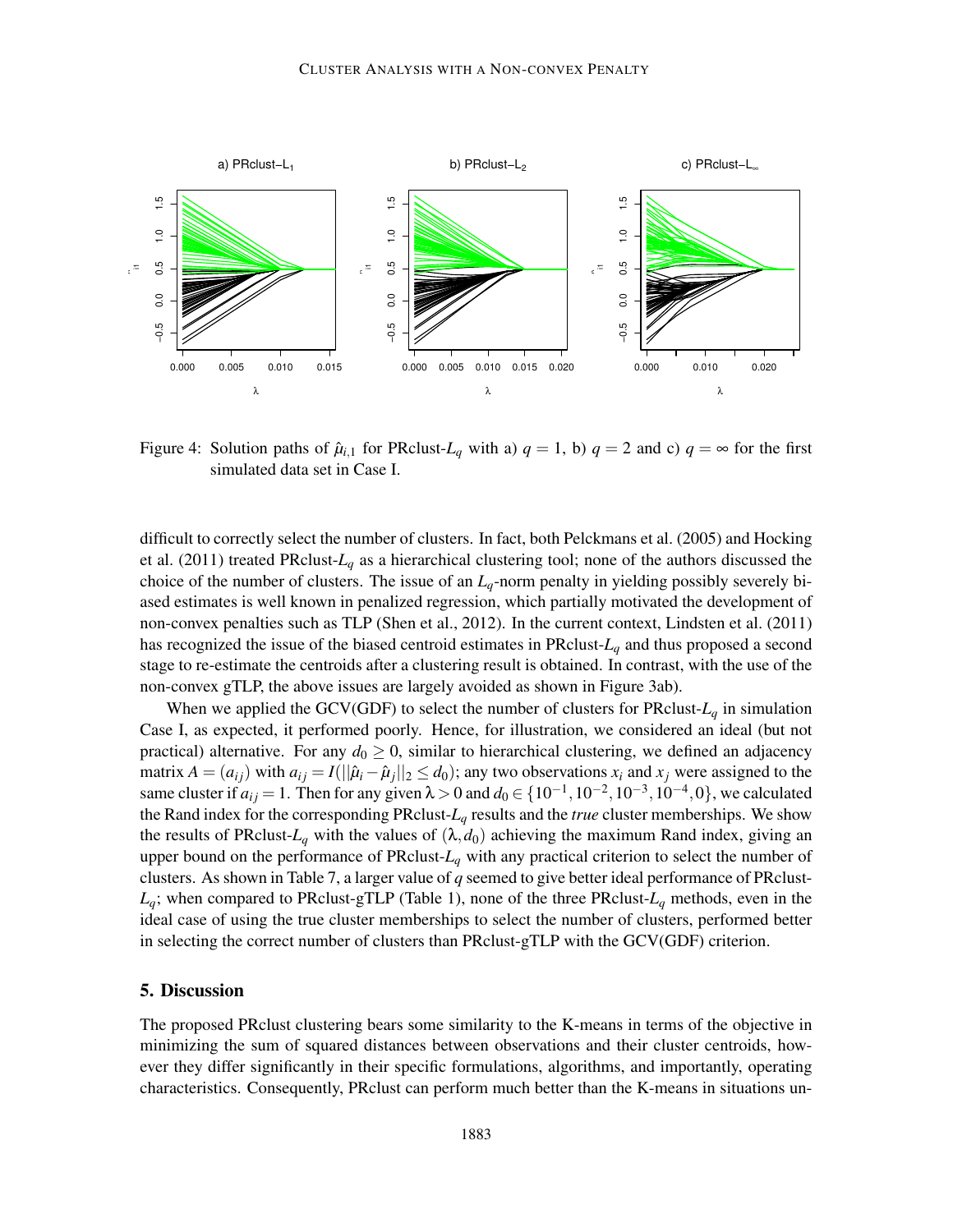Figure 4: Solution paths of $\hat{\mu}_{i,1}$ for PRclust-$L_q$ with a) $q = 1$, b) $q = 2$ and c) $q = \infty$ for the first simulated data set in Case I.

difficult to correctly select the number of clusters. In fact, both Pelckmans et al. (2005) and Hocking et al. (2011) treated PRclust-$L_q$ as a hierarchical clustering tool; none of the authors discussed the choice of the number of clusters. The issue of an $L_q$-norm penalty in yielding possibly severely biased estimates is well known in penalized regression, which partially motivated the development of non-convex penalties such as TLP (Shen et al., 2012). In the current context, Lindsten et al. (2011) has recognized the issue of the biased centroid estimates in PRclust-$L_q$ and thus proposed a second stage to re-estimate the centroids after a clustering result is obtained. In contrast, with the use of the non-convex gTLP, the above issues are largely avoided as shown in Figure 3ab).

When we applied the GCV(GDF) to select the number of clusters for PRclust-$L_q$ in simulation Case I, as expected, it performed poorly. Hence, for illustration, we considered an ideal (but not practical) alternative. For any $d_0 \geq 0$, similar to hierarchical clustering, we defined an adjacency matrix $A = (a_{ij})$ with $a_{ij} = I(||\hat{\mu}_i - \hat{\mu}_j||_2 \leq d_0)$; any two observations $x_i$ and $x_j$ were assigned to the same cluster if $a_{ij} = 1$. Then for any given $\lambda > 0$ and $d_0 \in \{10^{-1}, 10^{-2}, 10^{-3}, 10^{-4}, 0\}$, we calculated the Rand index for the corresponding PRclust-$L_q$ results and the *true* cluster memberships. We show the results of PRclust-$L_q$ with the values of $(\lambda, d_0)$ achieving the maximum Rand index, giving an upper bound on the performance of PRclust-$L_q$ with any practical criterion to select the number of clusters. As shown in Table 7, a larger value of $q$ seemed to give better ideal performance of PRclust-$L_q$; when compared to PRclust-gTLP (Table 1), none of the three PRclust-$L_q$ methods, even in the ideal case of using the true cluster memberships to select the number of clusters, performed better in selecting the correct number of clusters than PRclust-gTLP with the GCV(GDF) criterion.

## 5. Discussion

The proposed PRclust clustering bears some similarity to the K-means in terms of the objective in minimizing the sum of squared distances between observations and their cluster centroids, however they differ significantly in their specific formulations, algorithms, and importantly, operating characteristics. Consequently, PRclust can perform much better than the K-means in situations un-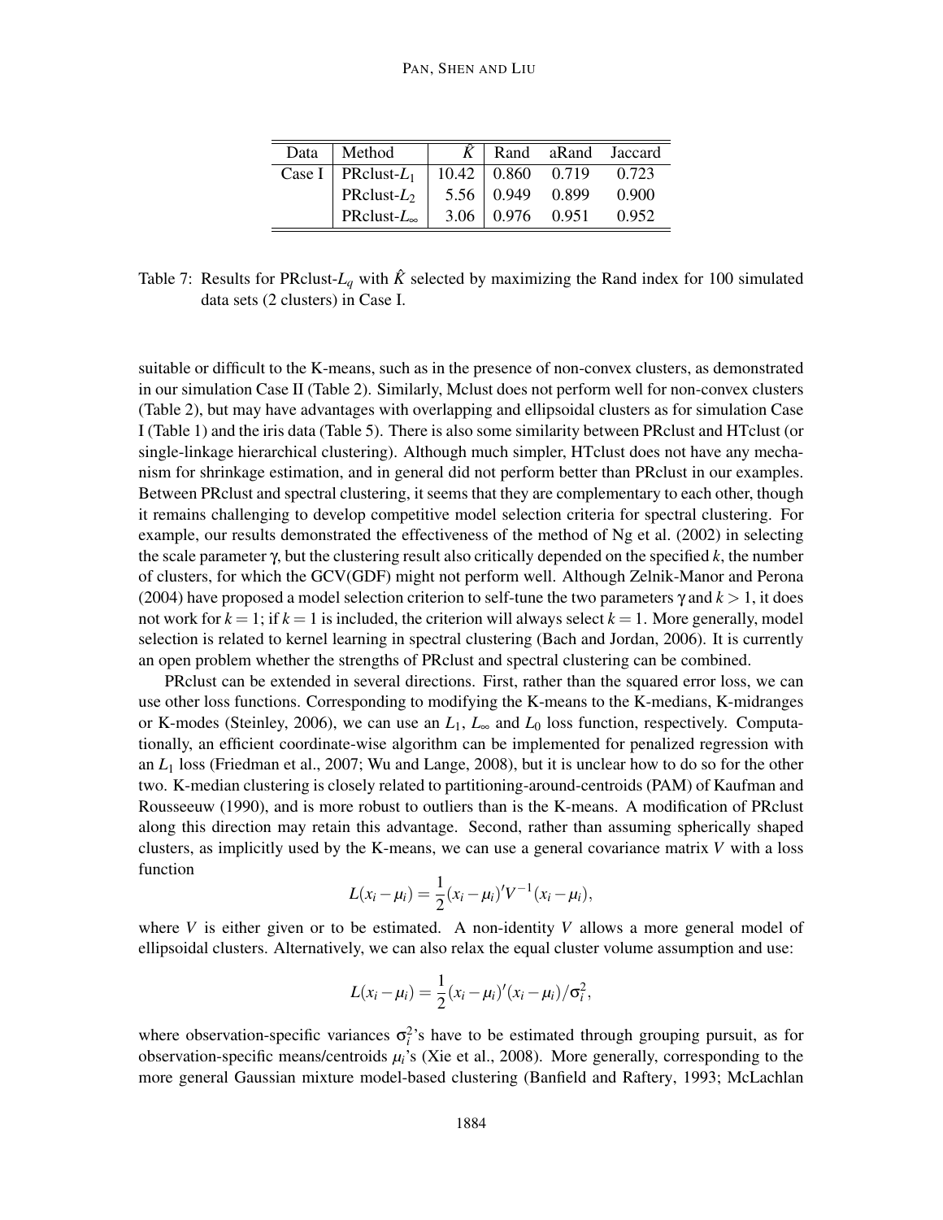| Data | Method | $\hat{K}$ | Rand | aRand | Jaccard |
|---|---|---|---|---|---|
| Case I | PRclust-$L_1$ | 10.42 | 0.860 | 0.719 | 0.723 |
| | PRclust-$L_2$ | 5.56 | 0.949 | 0.899 | 0.900 |
| | PRclust-$L_\infty$ | 3.06 | 0.976 | 0.951 | 0.952 |

Table 7: Results for PRclust-$L_q$ with $\hat{K}$ selected by maximizing the Rand index for 100 simulated data sets (2 clusters) in Case I.

suitable or difficult to the K-means, such as in the presence of non-convex clusters, as demonstrated in our simulation Case II (Table 2). Similarly, Mclust does not perform well for non-convex clusters (Table 2), but may have advantages with overlapping and ellipsoidal clusters as for simulation Case I (Table 1) and the iris data (Table 5). There is also some similarity between PRclust and HTclust (or single-linkage hierarchical clustering). Although much simpler, HTclust does not have any mechanism for shrinkage estimation, and in general did not perform better than PRclust in our examples. Between PRclust and spectral clustering, it seems that they are complementary to each other, though it remains challenging to develop competitive model selection criteria for spectral clustering. For example, our results demonstrated the effectiveness of the method of Ng et al. (2002) in selecting the scale parameter $\gamma$, but the clustering result also critically depended on the specified $k$, the number of clusters, for which the GCV(GDF) might not perform well. Although Zelnik-Manor and Perona (2004) have proposed a model selection criterion to self-tune the two parameters $\gamma$ and $k > 1$, it does not work for $k = 1$; if $k = 1$ is included, the criterion will always select $k = 1$. More generally, model selection is related to kernel learning in spectral clustering (Bach and Jordan, 2006). It is currently an open problem whether the strengths of PRclust and spectral clustering can be combined.

PRclust can be extended in several directions. First, rather than the squared error loss, we can use other loss functions. Corresponding to modifying the K-means to the K-medians, K-midranges or K-modes (Steinley, 2006), we can use an $L_1$, $L_\infty$ and $L_0$ loss function, respectively. Computationally, an efficient coordinate-wise algorithm can be implemented for penalized regression with an $L_1$ loss (Friedman et al., 2007; Wu and Lange, 2008), but it is unclear how to do so for the other two. K-median clustering is closely related to partitioning-around-centroids (PAM) of Kaufman and Rousseeuw (1990), and is more robust to outliers than is the K-means. A modification of PRclust along this direction may retain this advantage. Second, rather than assuming spherically shaped clusters, as implicitly used by the K-means, we can use a general covariance matrix $V$ with a loss function

$$L(x_i - \mu_i) = \frac{1}{2}(x_i - \mu_i)' V^{-1} (x_i - \mu_i),$$

where $V$ is either given or to be estimated. A non-identity $V$ allows a more general model of ellipsoidal clusters. Alternatively, we can also relax the equal cluster volume assumption and use:

$$L(x_i - \mu_i) = \frac{1}{2}(x_i - \mu_i)'(x_i - \mu_i)/\sigma_i^2,$$

where observation-specific variances $\sigma_i^2$'s have to be estimated through grouping pursuit, as for observation-specific means/centroids $\mu_i$'s (Xie et al., 2008). More generally, corresponding to the more general Gaussian mixture model-based clustering (Banfield and Raftery, 1993; McLachlan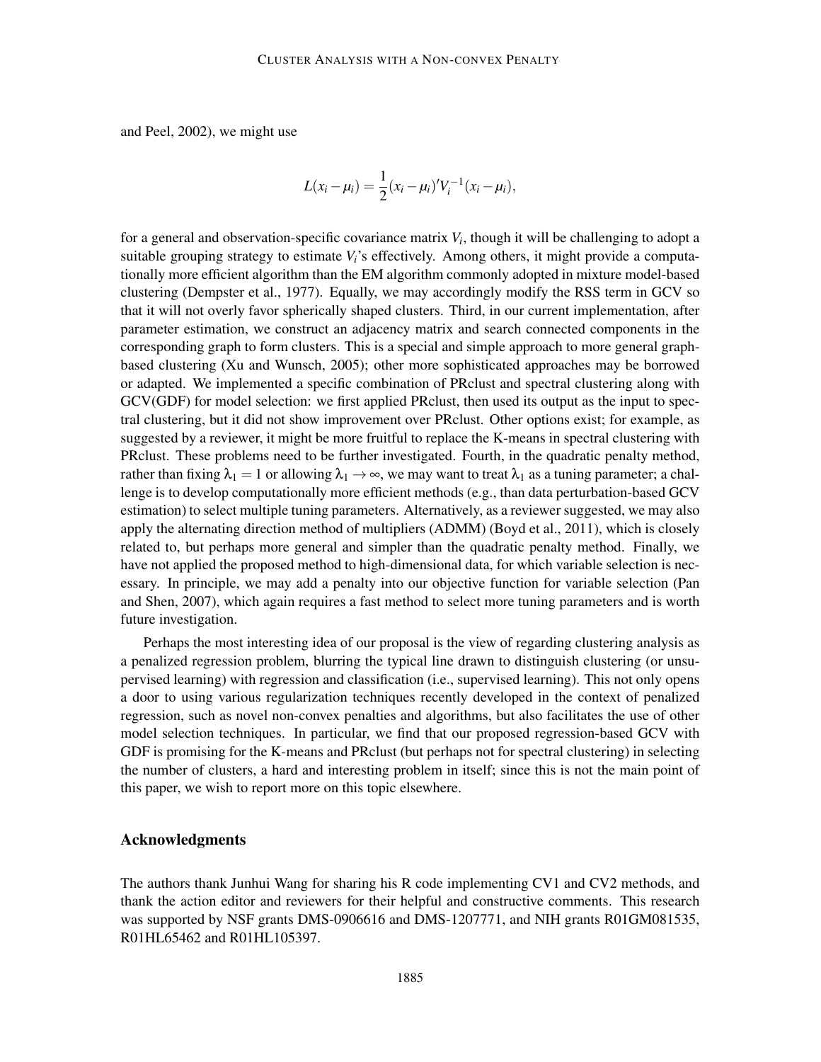and Peel, 2002), we might use

$$L(x_i - \mu_i) = \frac{1}{2}(x_i - \mu_i)' V_i^{-1}(x_i - \mu_i),$$

for a general and observation-specific covariance matrix $V_i$, though it will be challenging to adopt a suitable grouping strategy to estimate $V_i$'s effectively. Among others, it might provide a computationally more efficient algorithm than the EM algorithm commonly adopted in mixture model-based clustering (Dempster et al., 1977). Equally, we may accordingly modify the RSS term in GCV so that it will not overly favor spherically shaped clusters. Third, in our current implementation, after parameter estimation, we construct an adjacency matrix and search connected components in the corresponding graph to form clusters. This is a special and simple approach to more general graph-based clustering (Xu and Wunsch, 2005); other more sophisticated approaches may be borrowed or adapted. We implemented a specific combination of PRclust and spectral clustering along with GCV(GDF) for model selection: we first applied PRclust, then used its output as the input to spectral clustering, but it did not show improvement over PRclust. Other options exist; for example, as suggested by a reviewer, it might be more fruitful to replace the K-means in spectral clustering with PRclust. These problems need to be further investigated. Fourth, in the quadratic penalty method, rather than fixing $\lambda_1 = 1$ or allowing $\lambda_1 \to \infty$, we may want to treat $\lambda_1$ as a tuning parameter; a challenge is to develop computationally more efficient methods (e.g., than data perturbation-based GCV estimation) to select multiple tuning parameters. Alternatively, as a reviewer suggested, we may also apply the alternating direction method of multipliers (ADMM) (Boyd et al., 2011), which is closely related to, but perhaps more general and simpler than the quadratic penalty method. Finally, we have not applied the proposed method to high-dimensional data, for which variable selection is necessary. In principle, we may add a penalty into our objective function for variable selection (Pan and Shen, 2007), which again requires a fast method to select more tuning parameters and is worth future investigation.

Perhaps the most interesting idea of our proposal is the view of regarding clustering analysis as a penalized regression problem, blurring the typical line drawn to distinguish clustering (or unsupervised learning) with regression and classification (i.e., supervised learning). This not only opens a door to using various regularization techniques recently developed in the context of penalized regression, such as novel non-convex penalties and algorithms, but also facilitates the use of other model selection techniques. In particular, we find that our proposed regression-based GCV with GDF is promising for the K-means and PRclust (but perhaps not for spectral clustering) in selecting the number of clusters, a hard and interesting problem in itself; since this is not the main point of this paper, we wish to report more on this topic elsewhere.

## Acknowledgments

The authors thank Junhui Wang for sharing his R code implementing CV1 and CV2 methods, and thank the action editor and reviewers for their helpful and constructive comments. This research was supported by NSF grants DMS-0906616 and DMS-1207771, and NIH grants R01GM081535, R01HL65462 and R01HL105397.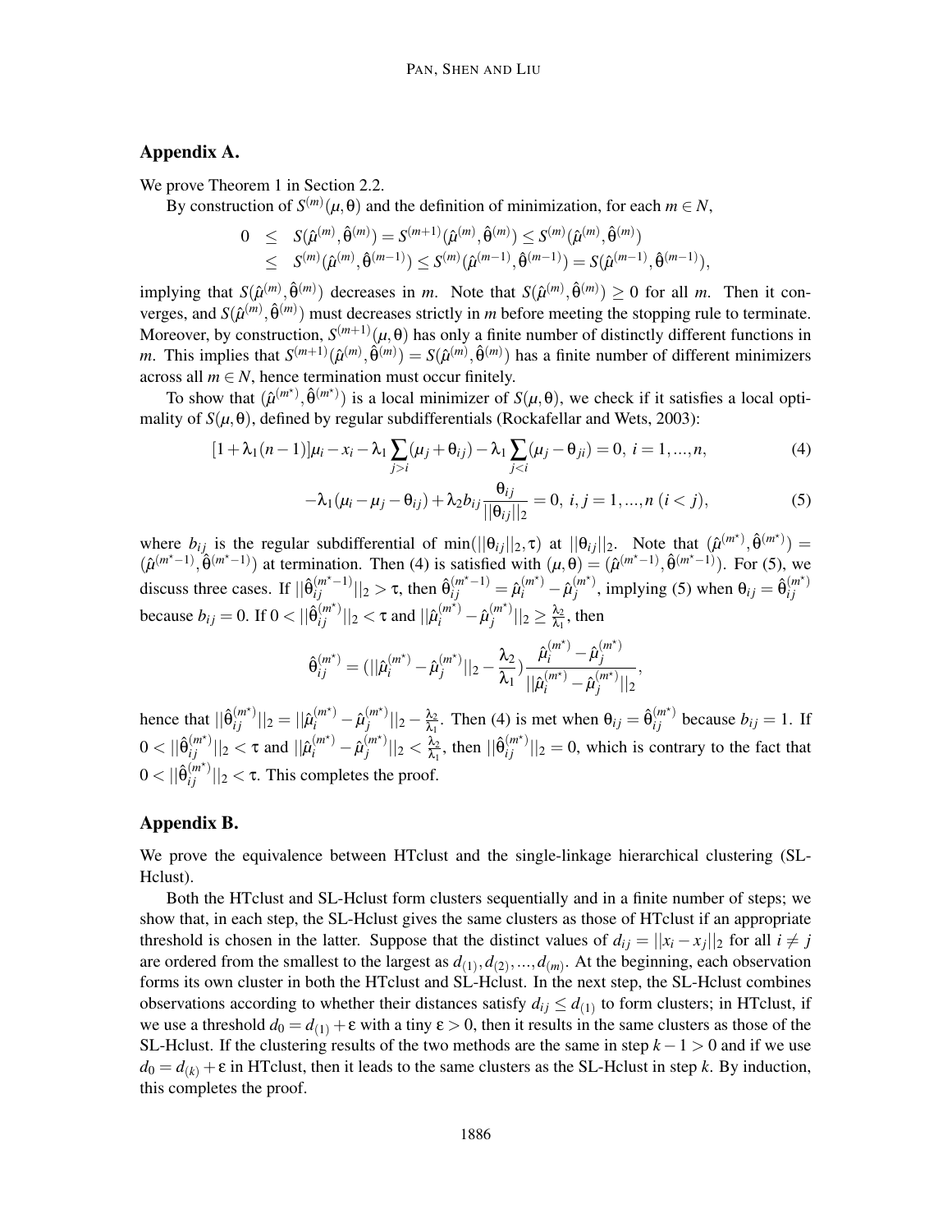## Appendix A.

We prove Theorem 1 in Section 2.2.

By construction of $S^{(m)}(\mu, \theta)$ and the definition of minimization, for each $m \in N$,

$$
\begin{aligned}
0 &\leq S(\hat{\mu}^{(m)}, \hat{\theta}^{(m)}) = S^{(m+1)}(\hat{\mu}^{(m)}, \hat{\theta}^{(m)}) \leq S^{(m)}(\hat{\mu}^{(m)}, \hat{\theta}^{(m)}) \\
&\leq S^{(m)}(\hat{\mu}^{(m)}, \hat{\theta}^{(m-1)}) \leq S^{(m)}(\hat{\mu}^{(m-1)}, \hat{\theta}^{(m-1)}) = S(\hat{\mu}^{(m-1)}, \hat{\theta}^{(m-1)}),
\end{aligned}
$$

implying that $S(\hat{\mu}^{(m)}, \hat{\theta}^{(m)})$ decreases in $m$. Note that $S(\hat{\mu}^{(m)}, \hat{\theta}^{(m)}) \geq 0$ for all $m$. Then it converges, and $S(\hat{\mu}^{(m)}, \hat{\theta}^{(m)})$ must decreases strictly in $m$ before meeting the stopping rule to terminate. Moreover, by construction, $S^{(m+1)}(\mu, \theta)$ has only a finite number of distinctly different functions in $m$. This implies that $S^{(m+1)}(\hat{\mu}^{(m)}, \hat{\theta}^{(m)}) = S(\hat{\mu}^{(m)}, \hat{\theta}^{(m)})$ has a finite number of different minimizers across all $m \in N$, hence termination must occur finitely.

To show that $(\hat{\mu}^{(m^\star)}, \hat{\theta}^{(m^\star)})$ is a local minimizer of $S(\mu, \theta)$, we check if it satisfies a local optimality of $S(\mu, \theta)$, defined by regular subdifferentials (Rockafellar and Wets, 2003):

$$
[1 + \lambda_1(n-1)]\mu_i - x_i - \lambda_1 \sum_{j>i}(\mu_j + \theta_{ij}) - \lambda_1 \sum_{j<i}(\mu_j - \theta_{ji}) = 0, \; i = 1, ..., n, \tag{4}
$$

$$
-\lambda_1(\mu_i - \mu_j - \theta_{ij}) + \lambda_2 b_{ij} \frac{\theta_{ij}}{||\theta_{ij}||_2} = 0, \; i, j = 1, ..., n \; (i < j), \tag{5}
$$

where $b_{ij}$ is the regular subdifferential of $\min(||\theta_{ij}||_2, \tau)$ at $||\theta_{ij}||_2$. Note that $(\hat{\mu}^{(m^\star)}, \hat{\theta}^{(m^\star)}) = (\hat{\mu}^{(m^\star-1)}, \hat{\theta}^{(m^\star-1)})$ at termination. Then (4) is satisfied with $(\mu, \theta) = (\hat{\mu}^{(m^\star-1)}, \hat{\theta}^{(m^\star-1)})$. For (5), we discuss three cases. If $||\hat{\theta}_{ij}^{(m^\star-1)}||_2 > \tau$, then $\hat{\theta}_{ij}^{(m^\star-1)} = \hat{\mu}_i^{(m^\star)} - \hat{\mu}_j^{(m^\star)}$, implying (5) when $\theta_{ij} = \hat{\theta}_{ij}^{(m^\star)}$ because $b_{ij} = 0$. If $0 < ||\hat{\theta}_{ij}^{(m^\star)}||_2 < \tau$ and $||\hat{\mu}_i^{(m^\star)} - \hat{\mu}_j^{(m^\star)}||_2 \geq \frac{\lambda_2}{\lambda_1}$, then

$$
\hat{\theta}_{ij}^{(m^\star)} = (||\hat{\mu}_i^{(m^\star)} - \hat{\mu}_j^{(m^\star)}||_2 - \frac{\lambda_2}{\lambda_1}) \frac{\hat{\mu}_i^{(m^\star)} - \hat{\mu}_j^{(m^\star)}}{||\hat{\mu}_i^{(m^\star)} - \hat{\mu}_j^{(m^\star)}||_2},
$$

hence that $||\hat{\theta}_{ij}^{(m^\star)}||_2 = ||\hat{\mu}_i^{(m^\star)} - \hat{\mu}_j^{(m^\star)}||_2 - \frac{\lambda_2}{\lambda_1}$. Then (4) is met when $\theta_{ij} = \hat{\theta}_{ij}^{(m^\star)}$ because $b_{ij} = 1$. If $0 < ||\hat{\theta}_{ij}^{(m^\star)}||_2 < \tau$ and $||\hat{\mu}_i^{(m^\star)} - \hat{\mu}_j^{(m^\star)}||_2 < \frac{\lambda_2}{\lambda_1}$, then $||\hat{\theta}_{ij}^{(m^\star)}||_2 = 0$, which is contrary to the fact that $0 < ||\hat{\theta}_{ij}^{(m^\star)}||_2 < \tau$. This completes the proof.

## Appendix B.

We prove the equivalence between HTclust and the single-linkage hierarchical clustering (SL-Hclust).

Both the HTclust and SL-Hclust form clusters sequentially and in a finite number of steps; we show that, in each step, the SL-Hclust gives the same clusters as those of HTclust if an appropriate threshold is chosen in the latter. Suppose that the distinct values of $d_{ij} = ||x_i - x_j||_2$ for all $i \neq j$ are ordered from the smallest to the largest as $d_{(1)}, d_{(2)}, ..., d_{(m)}$. At the beginning, each observation forms its own cluster in both the HTclust and SL-Hclust. In the next step, the SL-Hclust combines observations according to whether their distances satisfy $d_{ij} \leq d_{(1)}$ to form clusters; in HTclust, if we use a threshold $d_0 = d_{(1)} + \varepsilon$ with a tiny $\varepsilon > 0$, then it results in the same clusters as those of the SL-Hclust. If the clustering results of the two methods are the same in step $k - 1 > 0$ and if we use $d_0 = d_{(k)} + \varepsilon$ in HTclust, then it leads to the same clusters as the SL-Hclust in step $k$. By induction, this completes the proof.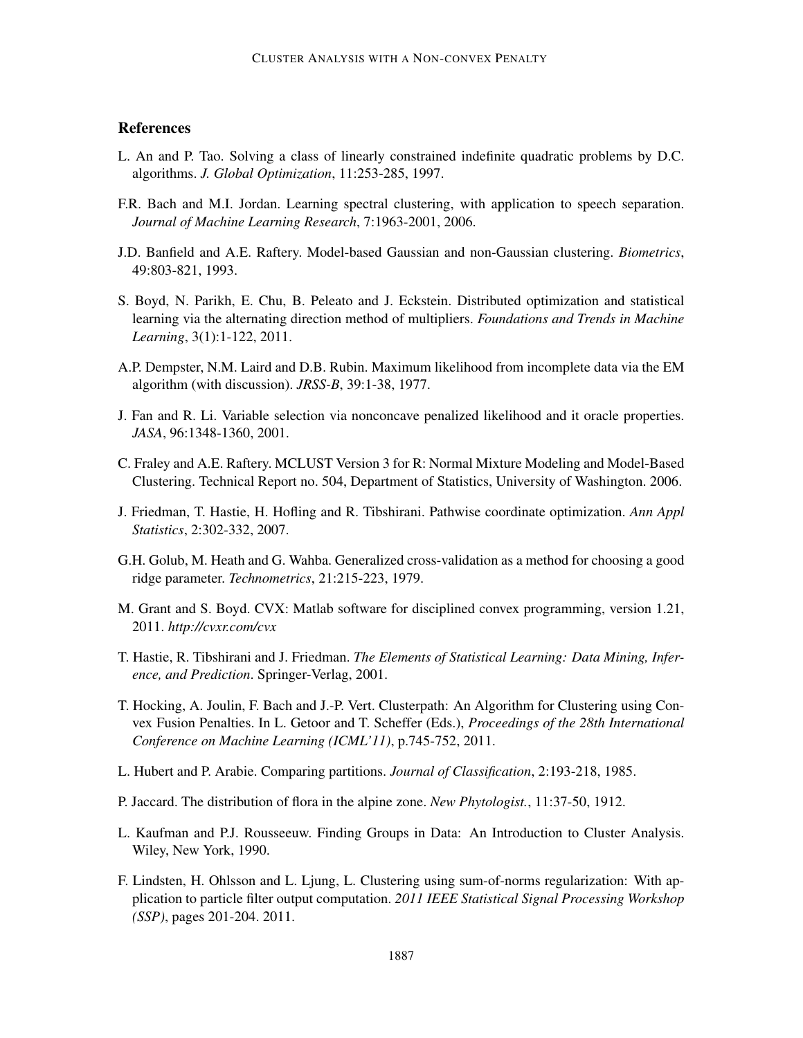## References

L. An and P. Tao. Solving a class of linearly constrained indefinite quadratic problems by D.C. algorithms. *J. Global Optimization*, 11:253-285, 1997.

F.R. Bach and M.I. Jordan. Learning spectral clustering, with application to speech separation. *Journal of Machine Learning Research*, 7:1963-2001, 2006.

J.D. Banfield and A.E. Raftery. Model-based Gaussian and non-Gaussian clustering. *Biometrics*, 49:803-821, 1993.

S. Boyd, N. Parikh, E. Chu, B. Peleato and J. Eckstein. Distributed optimization and statistical learning via the alternating direction method of multipliers. *Foundations and Trends in Machine Learning*, 3(1):1-122, 2011.

A.P. Dempster, N.M. Laird and D.B. Rubin. Maximum likelihood from incomplete data via the EM algorithm (with discussion). *JRSS-B*, 39:1-38, 1977.

J. Fan and R. Li. Variable selection via nonconcave penalized likelihood and it oracle properties. *JASA*, 96:1348-1360, 2001.

C. Fraley and A.E. Raftery. MCLUST Version 3 for R: Normal Mixture Modeling and Model-Based Clustering. Technical Report no. 504, Department of Statistics, University of Washington. 2006.

J. Friedman, T. Hastie, H. Hofling and R. Tibshirani. Pathwise coordinate optimization. *Ann Appl Statistics*, 2:302-332, 2007.

G.H. Golub, M. Heath and G. Wahba. Generalized cross-validation as a method for choosing a good ridge parameter. *Technometrics*, 21:215-223, 1979.

M. Grant and S. Boyd. CVX: Matlab software for disciplined convex programming, version 1.21, 2011. *http://cvxr.com/cvx*

T. Hastie, R. Tibshirani and J. Friedman. *The Elements of Statistical Learning: Data Mining, Inference, and Prediction*. Springer-Verlag, 2001.

T. Hocking, A. Joulin, F. Bach and J.-P. Vert. Clusterpath: An Algorithm for Clustering using Convex Fusion Penalties. In L. Getoor and T. Scheffer (Eds.), *Proceedings of the 28th International Conference on Machine Learning (ICML'11)*, p.745-752, 2011.

L. Hubert and P. Arabie. Comparing partitions. *Journal of Classification*, 2:193-218, 1985.

P. Jaccard. The distribution of flora in the alpine zone. *New Phytologist.*, 11:37-50, 1912.

L. Kaufman and P.J. Rousseeuw. Finding Groups in Data: An Introduction to Cluster Analysis. Wiley, New York, 1990.

F. Lindsten, H. Ohlsson and L. Ljung, L. Clustering using sum-of-norms regularization: With application to particle filter output computation. *2011 IEEE Statistical Signal Processing Workshop (SSP)*, pages 201-204. 2011.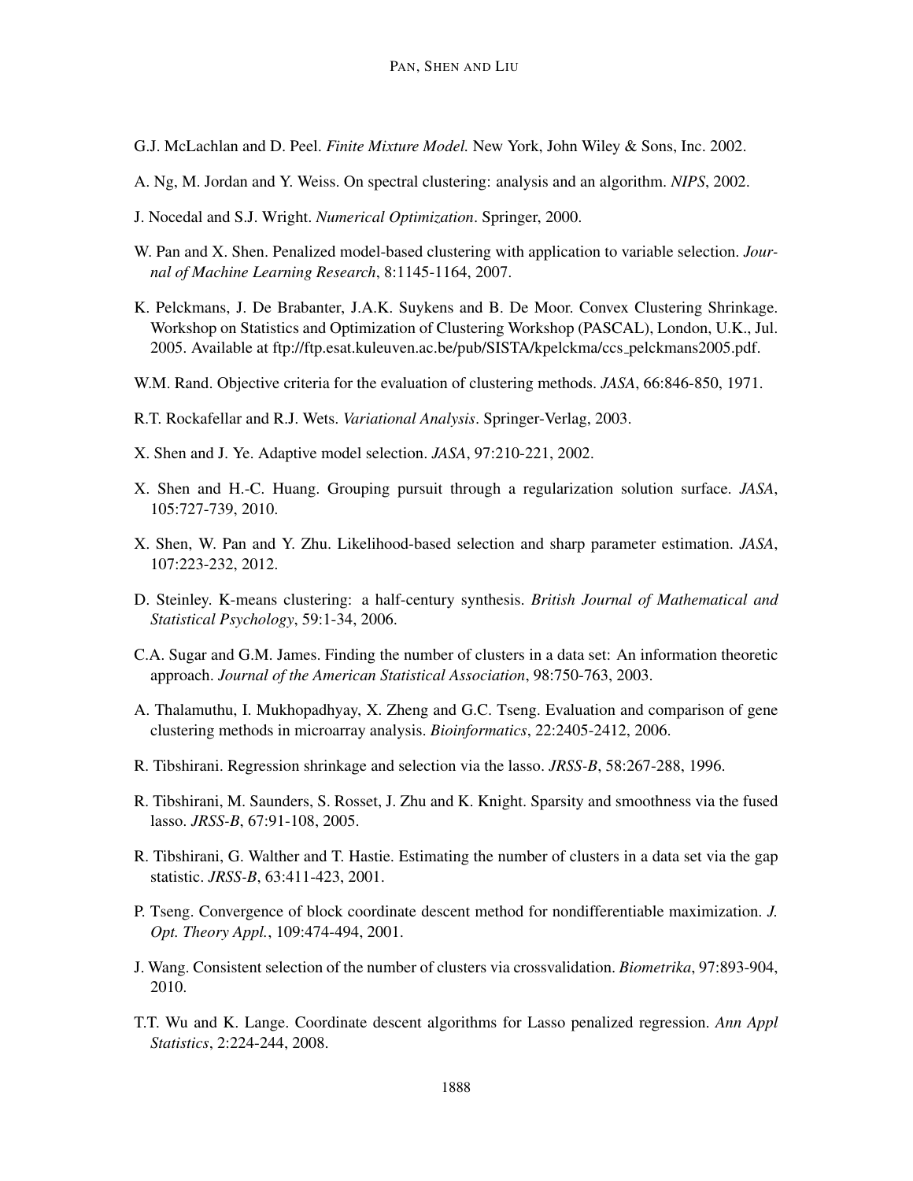G.J. McLachlan and D. Peel. *Finite Mixture Model.* New York, John Wiley & Sons, Inc. 2002.

A. Ng, M. Jordan and Y. Weiss. On spectral clustering: analysis and an algorithm. *NIPS*, 2002.

J. Nocedal and S.J. Wright. *Numerical Optimization*. Springer, 2000.

W. Pan and X. Shen. Penalized model-based clustering with application to variable selection. *Journal of Machine Learning Research*, 8:1145-1164, 2007.

K. Pelckmans, J. De Brabanter, J.A.K. Suykens and B. De Moor. Convex Clustering Shrinkage. Workshop on Statistics and Optimization of Clustering Workshop (PASCAL), London, U.K., Jul. 2005. Available at ftp://ftp.esat.kuleuven.ac.be/pub/SISTA/kpelckma/ccs_pelckmans2005.pdf.

W.M. Rand. Objective criteria for the evaluation of clustering methods. *JASA*, 66:846-850, 1971.

R.T. Rockafellar and R.J. Wets. *Variational Analysis*. Springer-Verlag, 2003.

X. Shen and J. Ye. Adaptive model selection. *JASA*, 97:210-221, 2002.

X. Shen and H.-C. Huang. Grouping pursuit through a regularization solution surface. *JASA*, 105:727-739, 2010.

X. Shen, W. Pan and Y. Zhu. Likelihood-based selection and sharp parameter estimation. *JASA*, 107:223-232, 2012.

D. Steinley. K-means clustering: a half-century synthesis. *British Journal of Mathematical and Statistical Psychology*, 59:1-34, 2006.

C.A. Sugar and G.M. James. Finding the number of clusters in a data set: An information theoretic approach. *Journal of the American Statistical Association*, 98:750-763, 2003.

A. Thalamuthu, I. Mukhopadhyay, X. Zheng and G.C. Tseng. Evaluation and comparison of gene clustering methods in microarray analysis. *Bioinformatics*, 22:2405-2412, 2006.

R. Tibshirani. Regression shrinkage and selection via the lasso. *JRSS-B*, 58:267-288, 1996.

R. Tibshirani, M. Saunders, S. Rosset, J. Zhu and K. Knight. Sparsity and smoothness via the fused lasso. *JRSS-B*, 67:91-108, 2005.

R. Tibshirani, G. Walther and T. Hastie. Estimating the number of clusters in a data set via the gap statistic. *JRSS-B*, 63:411-423, 2001.

P. Tseng. Convergence of block coordinate descent method for nondifferentiable maximization. *J. Opt. Theory Appl.*, 109:474-494, 2001.

J. Wang. Consistent selection of the number of clusters via crossvalidation. *Biometrika*, 97:893-904, 2010.

T.T. Wu and K. Lange. Coordinate descent algorithms for Lasso penalized regression. *Ann Appl Statistics*, 2:224-244, 2008.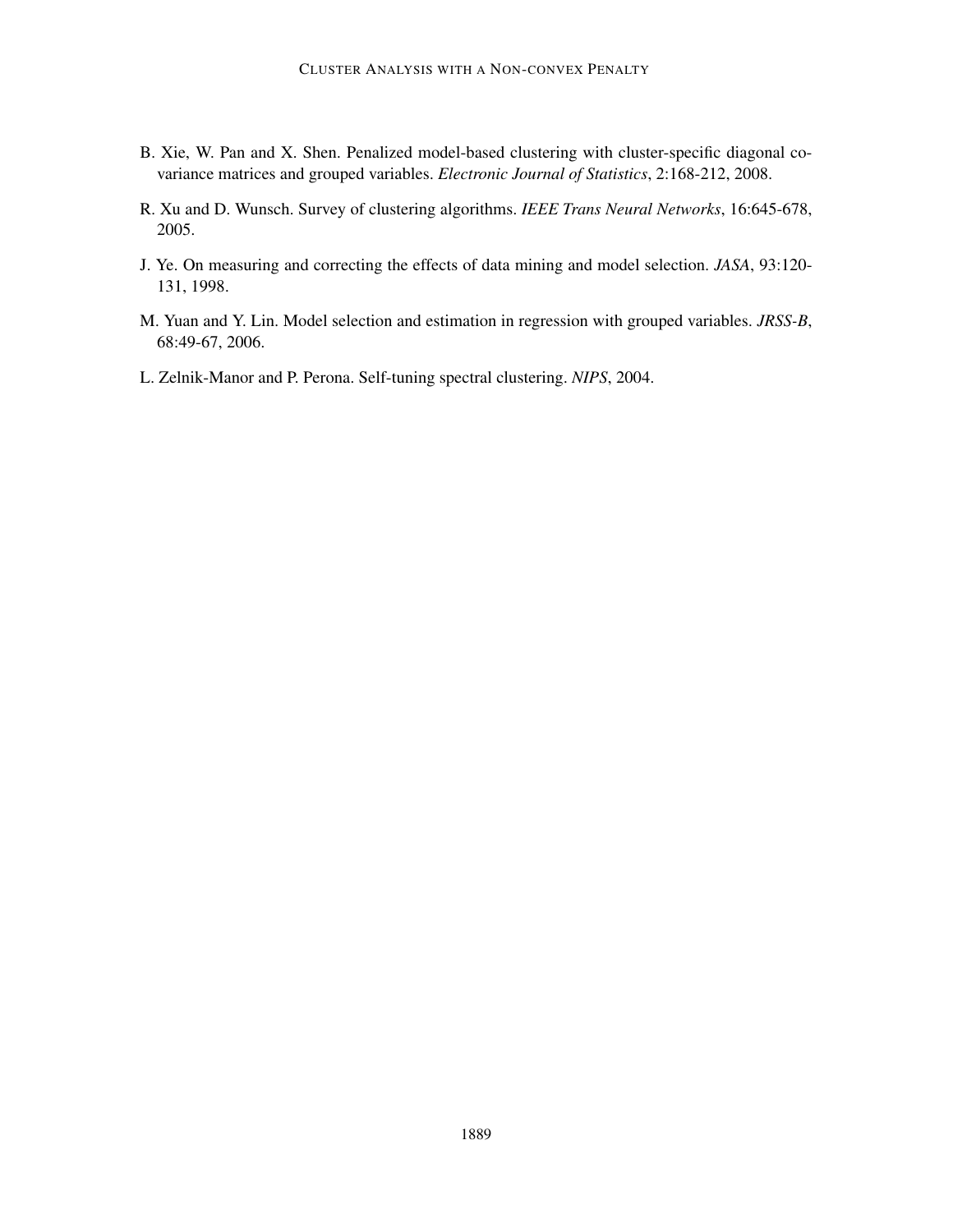B. Xie, W. Pan and X. Shen. Penalized model-based clustering with cluster-specific diagonal covariance matrices and grouped variables. *Electronic Journal of Statistics*, 2:168-212, 2008.

R. Xu and D. Wunsch. Survey of clustering algorithms. *IEEE Trans Neural Networks*, 16:645-678, 2005.

J. Ye. On measuring and correcting the effects of data mining and model selection. *JASA*, 93:120-131, 1998.

M. Yuan and Y. Lin. Model selection and estimation in regression with grouped variables. *JRSS-B*, 68:49-67, 2006.

L. Zelnik-Manor and P. Perona. Self-tuning spectral clustering. *NIPS*, 2004.